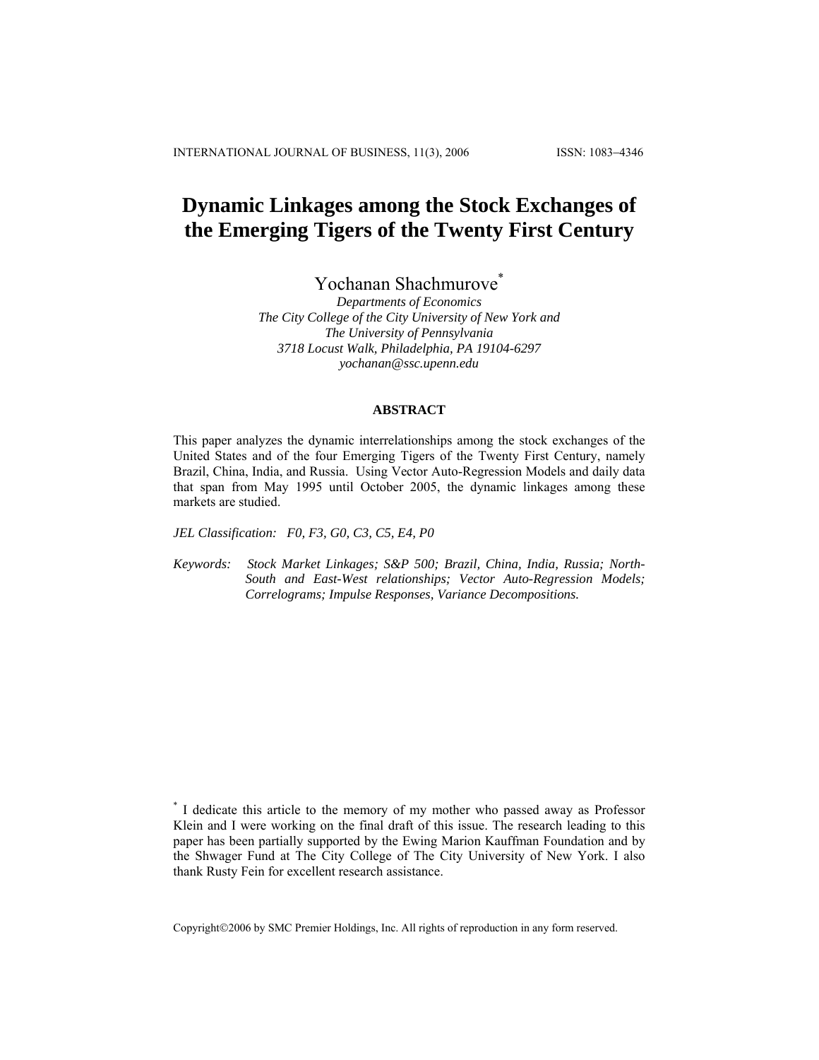# Dynamic Linkages among the Stock Exchanges of the Emerging Tigers of the Twenty First Century

Yochanan Shachmurove*

*Departments of Economics*
*The City College of the City University of New York and*
*The University of Pennsylvania*
*3718 Locust Walk, Philadelphia, PA 19104-6297*
*yochanan@ssc.upenn.edu*

## ABSTRACT

This paper analyzes the dynamic interrelationships among the stock exchanges of the United States and of the four Emerging Tigers of the Twenty First Century, namely Brazil, China, India, and Russia. Using Vector Auto-Regression Models and daily data that span from May 1995 until October 2005, the dynamic linkages among these markets are studied.

*JEL Classification: F0, F3, G0, C3, C5, E4, P0*

*Keywords: Stock Market Linkages; S&P 500; Brazil, China, India, Russia; North-South and East-West relationships; Vector Auto-Regression Models; Correlograms; Impulse Responses, Variance Decompositions.*

* I dedicate this article to the memory of my mother who passed away as Professor Klein and I were working on the final draft of this issue. The research leading to this paper has been partially supported by the Ewing Marion Kauffman Foundation and by the Shwager Fund at The City College of The City University of New York. I also thank Rusty Fein for excellent research assistance.

Copyright©2006 by SMC Premier Holdings, Inc. All rights of reproduction in any form reserved.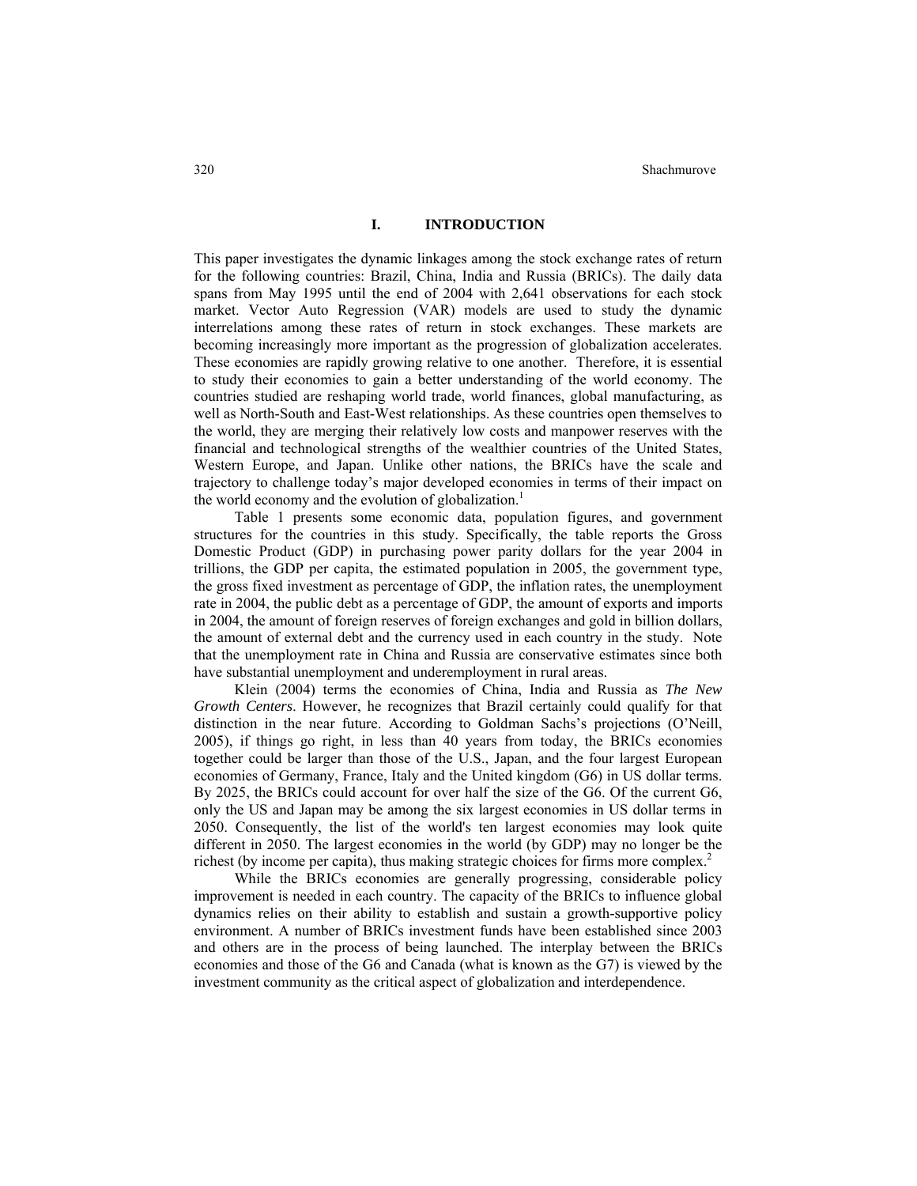## I. INTRODUCTION

This paper investigates the dynamic linkages among the stock exchange rates of return for the following countries: Brazil, China, India and Russia (BRICs). The daily data spans from May 1995 until the end of 2004 with 2,641 observations for each stock market. Vector Auto Regression (VAR) models are used to study the dynamic interrelations among these rates of return in stock exchanges. These markets are becoming increasingly more important as the progression of globalization accelerates. These economies are rapidly growing relative to one another. Therefore, it is essential to study their economies to gain a better understanding of the world economy. The countries studied are reshaping world trade, world finances, global manufacturing, as well as North-South and East-West relationships. As these countries open themselves to the world, they are merging their relatively low costs and manpower reserves with the financial and technological strengths of the wealthier countries of the United States, Western Europe, and Japan. Unlike other nations, the BRICs have the scale and trajectory to challenge today's major developed economies in terms of their impact on the world economy and the evolution of globalization.[1]

Table 1 presents some economic data, population figures, and government structures for the countries in this study. Specifically, the table reports the Gross Domestic Product (GDP) in purchasing power parity dollars for the year 2004 in trillions, the GDP per capita, the estimated population in 2005, the government type, the gross fixed investment as percentage of GDP, the inflation rates, the unemployment rate in 2004, the public debt as a percentage of GDP, the amount of exports and imports in 2004, the amount of foreign reserves of foreign exchanges and gold in billion dollars, the amount of external debt and the currency used in each country in the study. Note that the unemployment rate in China and Russia are conservative estimates since both have substantial unemployment and underemployment in rural areas.

Klein (2004) terms the economies of China, India and Russia as *The New Growth Centers*. However, he recognizes that Brazil certainly could qualify for that distinction in the near future. According to Goldman Sachs's projections (O'Neill, 2005), if things go right, in less than 40 years from today, the BRICs economies together could be larger than those of the U.S., Japan, and the four largest European economies of Germany, France, Italy and the United kingdom (G6) in US dollar terms. By 2025, the BRICs could account for over half the size of the G6. Of the current G6, only the US and Japan may be among the six largest economies in US dollar terms in 2050. Consequently, the list of the world's ten largest economies may look quite different in 2050. The largest economies in the world (by GDP) may no longer be the richest (by income per capita), thus making strategic choices for firms more complex.[2]

While the BRICs economies are generally progressing, considerable policy improvement is needed in each country. The capacity of the BRICs to influence global dynamics relies on their ability to establish and sustain a growth-supportive policy environment. A number of BRICs investment funds have been established since 2003 and others are in the process of being launched. The interplay between the BRICs economies and those of the G6 and Canada (what is known as the G7) is viewed by the investment community as the critical aspect of globalization and interdependence.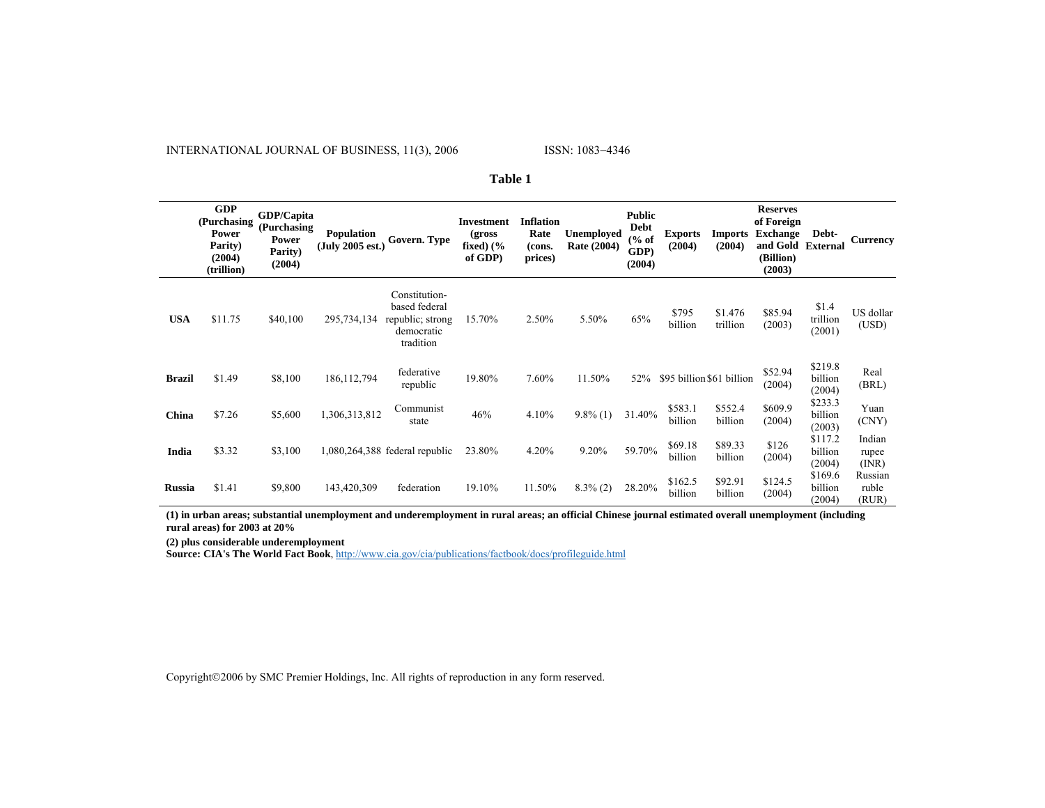**Table 1**

| | GDP (Purchasing Power Parity) (2004) (trillion) | GDP/Capita (Purchasing Power Parity) (2004) | Population (July 2005 est.) | Govern. Type | Investment (gross fixed) (% of GDP) | Inflation Rate (cons. prices) | Unemployed Rate (2004) | Public Debt (% of GDP) (2004) | Exports (2004) | Imports (2004) | Reserves of Foreign Exchange and Gold (Billion) (2003) | Debt-External | Currency |
|---|---|---|---|---|---|---|---|---|---|---|---|---|---|
| **USA** | $11.75 | $40,100 | 295,734,134 | Constitution-based federal republic; strong democratic tradition | 15.70% | 2.50% | 5.50% | 65% | $795 billion | $1.476 trillion | $85.94 (2003) | $1.4 trillion (2001) | US dollar (USD) |
| **Brazil** | $1.49 | $8,100 | 186,112,794 | federative republic | 19.80% | 7.60% | 11.50% | 52% | $95 billion | $61 billion | $52.94 (2004) | $219.8 billion (2004) | Real (BRL) |
| **China** | $7.26 | $5,600 | 1,306,313,812 | Communist state | 46% | 4.10% | 9.8% (1) | 31.40% | $583.1 billion | $552.4 billion | $609.9 (2004) | $233.3 billion (2003) | Yuan (CNY) |
| **India** | $3.32 | $3,100 | 1,080,264,388 | federal republic | 23.80% | 4.20% | 9.20% | 59.70% | $69.18 billion | $89.33 billion | $126 (2004) | $117.2 billion (2004) | Indian rupee (INR) |
| **Russia** | $1.41 | $9,800 | 143,420,309 | federation | 19.10% | 11.50% | 8.3% (2) | 28.20% | $162.5 billion | $92.91 billion | $124.5 (2004) | $169.6 billion (2004) | Russian ruble (RUR) |

**(1) in urban areas; substantial unemployment and underemployment in rural areas; an official Chinese journal estimated overall unemployment (including rural areas) for 2003 at 20%**

**(2) plus considerable underemployment**

**Source: CIA's The World Fact Book**, http://www.cia.gov/cia/publications/factbook/docs/profileguide.html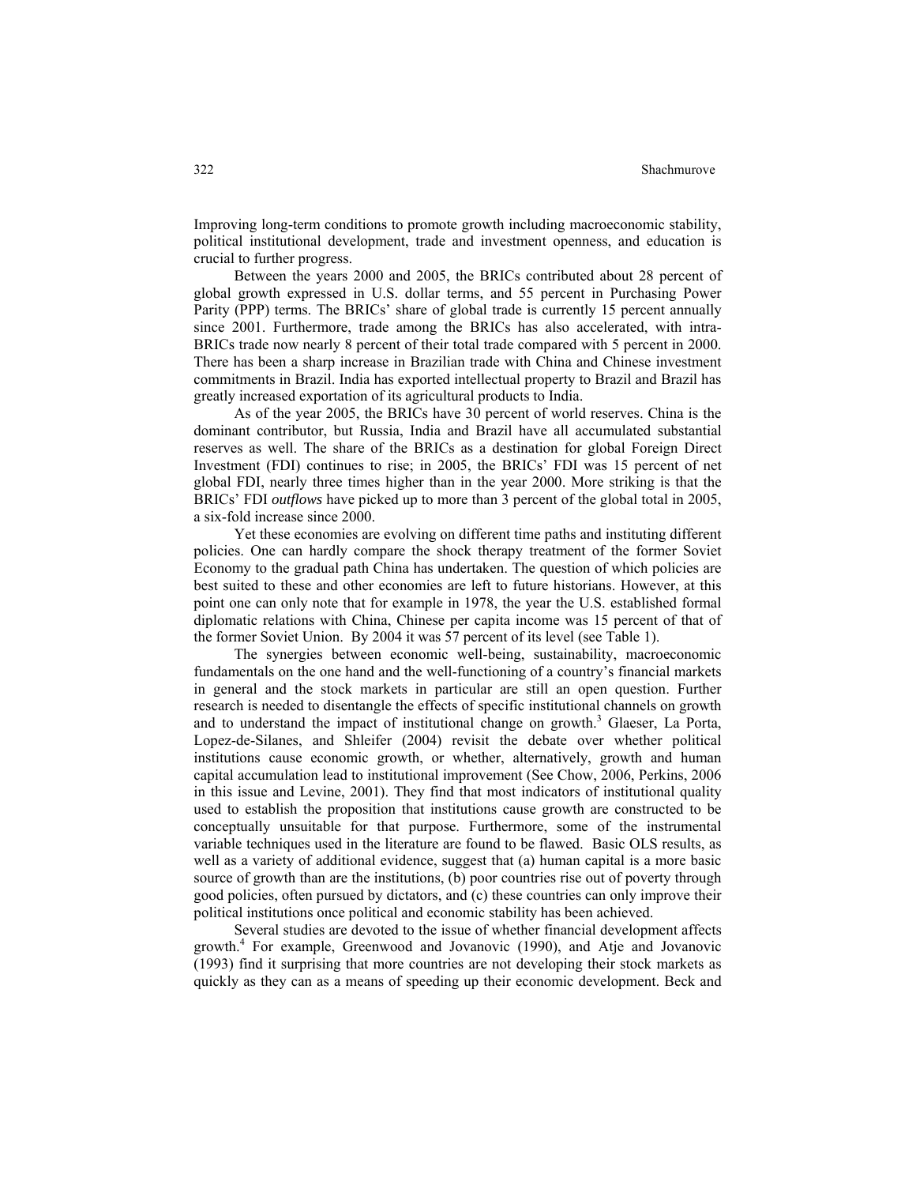Improving long-term conditions to promote growth including macroeconomic stability, political institutional development, trade and investment openness, and education is crucial to further progress.

Between the years 2000 and 2005, the BRICs contributed about 28 percent of global growth expressed in U.S. dollar terms, and 55 percent in Purchasing Power Parity (PPP) terms. The BRICs' share of global trade is currently 15 percent annually since 2001. Furthermore, trade among the BRICs has also accelerated, with intra-BRICs trade now nearly 8 percent of their total trade compared with 5 percent in 2000. There has been a sharp increase in Brazilian trade with China and Chinese investment commitments in Brazil. India has exported intellectual property to Brazil and Brazil has greatly increased exportation of its agricultural products to India.

As of the year 2005, the BRICs have 30 percent of world reserves. China is the dominant contributor, but Russia, India and Brazil have all accumulated substantial reserves as well. The share of the BRICs as a destination for global Foreign Direct Investment (FDI) continues to rise; in 2005, the BRICs' FDI was 15 percent of net global FDI, nearly three times higher than in the year 2000. More striking is that the BRICs' FDI *outflows* have picked up to more than 3 percent of the global total in 2005, a six-fold increase since 2000.

Yet these economies are evolving on different time paths and instituting different policies. One can hardly compare the shock therapy treatment of the former Soviet Economy to the gradual path China has undertaken. The question of which policies are best suited to these and other economies are left to future historians. However, at this point one can only note that for example in 1978, the year the U.S. established formal diplomatic relations with China, Chinese per capita income was 15 percent of that of the former Soviet Union. By 2004 it was 57 percent of its level (see Table 1).

The synergies between economic well-being, sustainability, macroeconomic fundamentals on the one hand and the well-functioning of a country's financial markets in general and the stock markets in particular are still an open question. Further research is needed to disentangle the effects of specific institutional channels on growth and to understand the impact of institutional change on growth.[3] Glaeser, La Porta, Lopez-de-Silanes, and Shleifer (2004) revisit the debate over whether political institutions cause economic growth, or whether, alternatively, growth and human capital accumulation lead to institutional improvement (See Chow, 2006, Perkins, 2006 in this issue and Levine, 2001). They find that most indicators of institutional quality used to establish the proposition that institutions cause growth are constructed to be conceptually unsuitable for that purpose. Furthermore, some of the instrumental variable techniques used in the literature are found to be flawed. Basic OLS results, as well as a variety of additional evidence, suggest that (a) human capital is a more basic source of growth than are the institutions, (b) poor countries rise out of poverty through good policies, often pursued by dictators, and (c) these countries can only improve their political institutions once political and economic stability has been achieved.

Several studies are devoted to the issue of whether financial development affects growth.[4] For example, Greenwood and Jovanovic (1990), and Atje and Jovanovic (1993) find it surprising that more countries are not developing their stock markets as quickly as they can as a means of speeding up their economic development. Beck and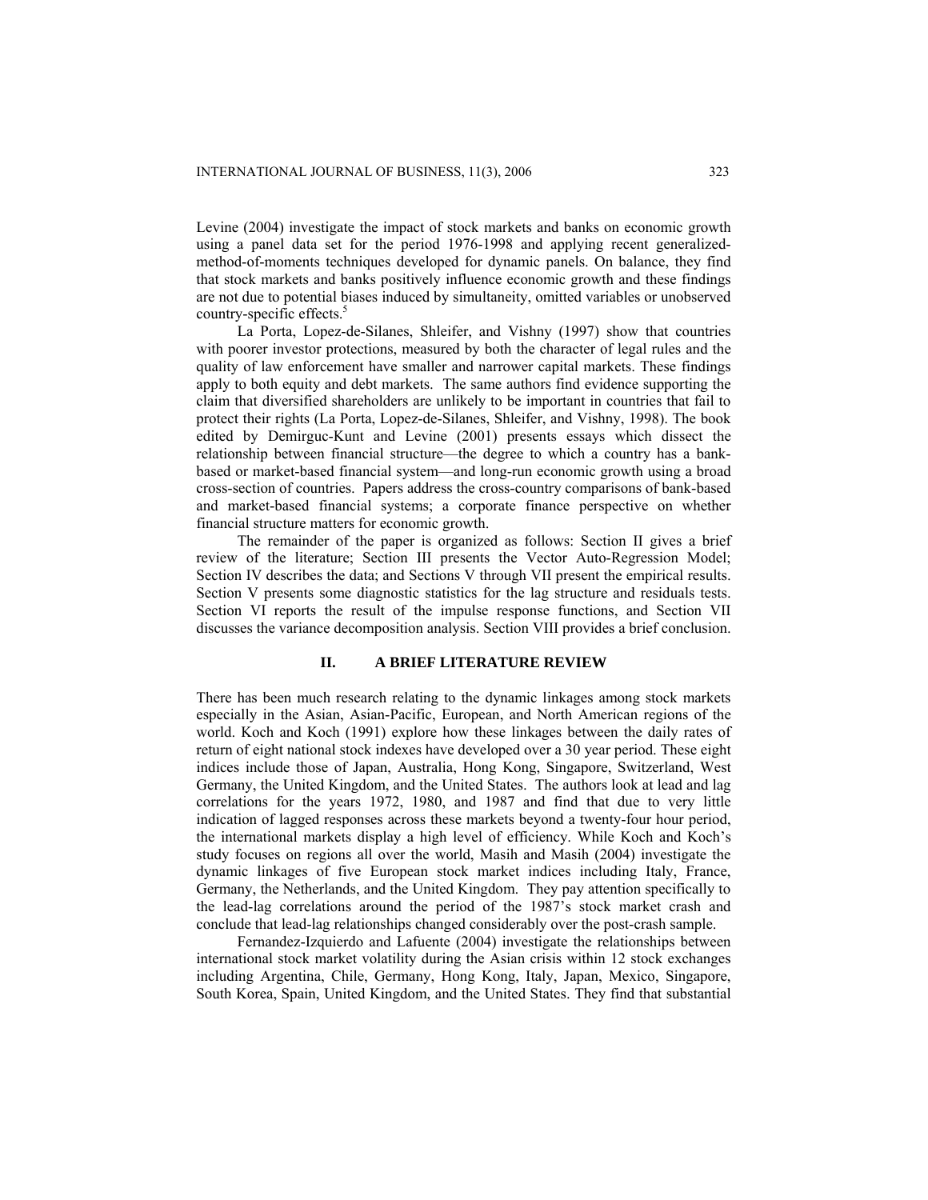Levine (2004) investigate the impact of stock markets and banks on economic growth using a panel data set for the period 1976-1998 and applying recent generalized-method-of-moments techniques developed for dynamic panels. On balance, they find that stock markets and banks positively influence economic growth and these findings are not due to potential biases induced by simultaneity, omitted variables or unobserved country-specific effects.[5]

La Porta, Lopez-de-Silanes, Shleifer, and Vishny (1997) show that countries with poorer investor protections, measured by both the character of legal rules and the quality of law enforcement have smaller and narrower capital markets. These findings apply to both equity and debt markets. The same authors find evidence supporting the claim that diversified shareholders are unlikely to be important in countries that fail to protect their rights (La Porta, Lopez-de-Silanes, Shleifer, and Vishny, 1998). The book edited by Demirguc-Kunt and Levine (2001) presents essays which dissect the relationship between financial structure—the degree to which a country has a bank-based or market-based financial system—and long-run economic growth using a broad cross-section of countries. Papers address the cross-country comparisons of bank-based and market-based financial systems; a corporate finance perspective on whether financial structure matters for economic growth.

The remainder of the paper is organized as follows: Section II gives a brief review of the literature; Section III presents the Vector Auto-Regression Model; Section IV describes the data; and Sections V through VII present the empirical results. Section V presents some diagnostic statistics for the lag structure and residuals tests. Section VI reports the result of the impulse response functions, and Section VII discusses the variance decomposition analysis. Section VIII provides a brief conclusion.

## II. A BRIEF LITERATURE REVIEW

There has been much research relating to the dynamic linkages among stock markets especially in the Asian, Asian-Pacific, European, and North American regions of the world. Koch and Koch (1991) explore how these linkages between the daily rates of return of eight national stock indexes have developed over a 30 year period. These eight indices include those of Japan, Australia, Hong Kong, Singapore, Switzerland, West Germany, the United Kingdom, and the United States. The authors look at lead and lag correlations for the years 1972, 1980, and 1987 and find that due to very little indication of lagged responses across these markets beyond a twenty-four hour period, the international markets display a high level of efficiency. While Koch and Koch's study focuses on regions all over the world, Masih and Masih (2004) investigate the dynamic linkages of five European stock market indices including Italy, France, Germany, the Netherlands, and the United Kingdom. They pay attention specifically to the lead-lag correlations around the period of the 1987's stock market crash and conclude that lead-lag relationships changed considerably over the post-crash sample.

Fernandez-Izquierdo and Lafuente (2004) investigate the relationships between international stock market volatility during the Asian crisis within 12 stock exchanges including Argentina, Chile, Germany, Hong Kong, Italy, Japan, Mexico, Singapore, South Korea, Spain, United Kingdom, and the United States. They find that substantial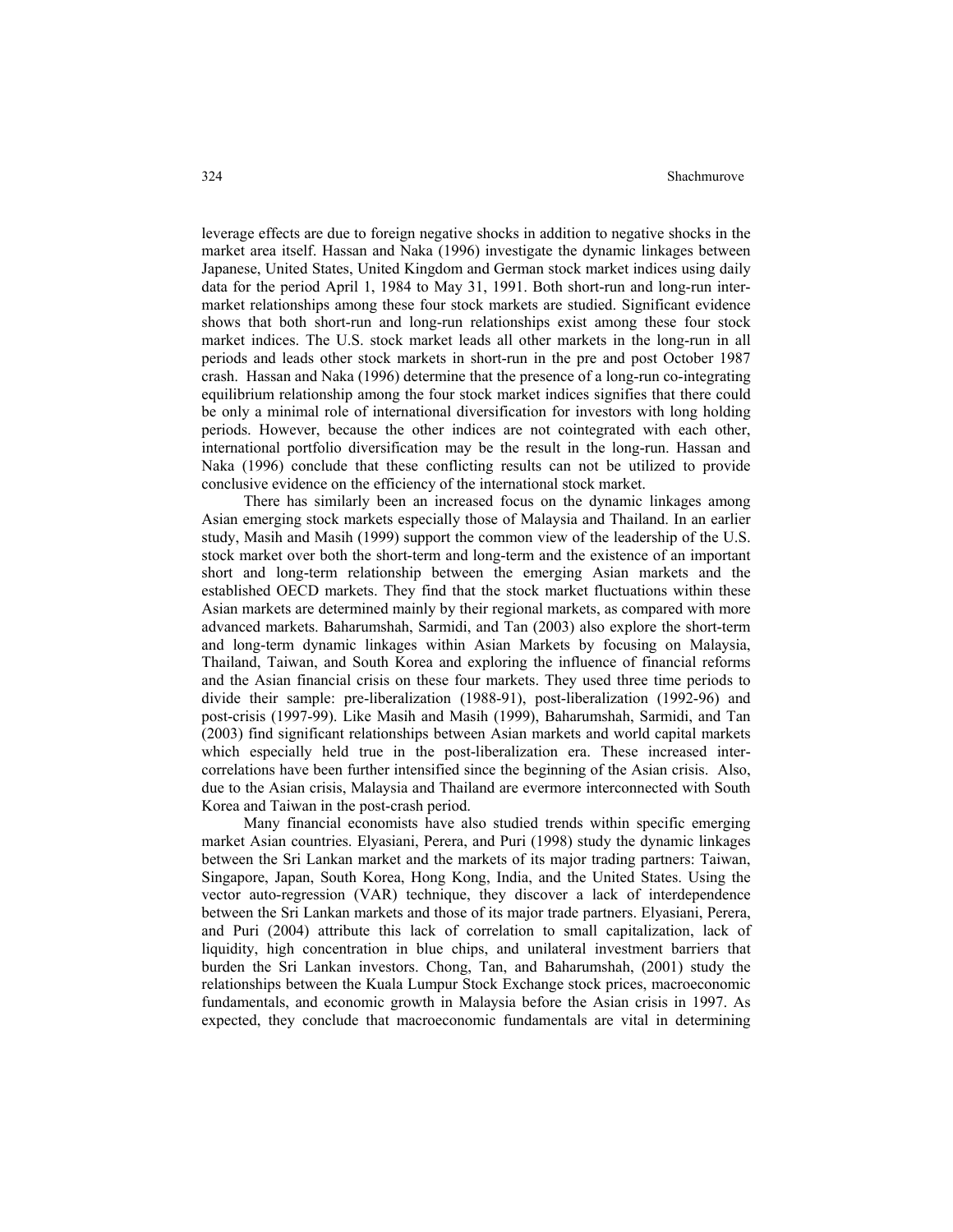leverage effects are due to foreign negative shocks in addition to negative shocks in the market area itself. Hassan and Naka (1996) investigate the dynamic linkages between Japanese, United States, United Kingdom and German stock market indices using daily data for the period April 1, 1984 to May 31, 1991. Both short-run and long-run inter-market relationships among these four stock markets are studied. Significant evidence shows that both short-run and long-run relationships exist among these four stock market indices. The U.S. stock market leads all other markets in the long-run in all periods and leads other stock markets in short-run in the pre and post October 1987 crash. Hassan and Naka (1996) determine that the presence of a long-run co-integrating equilibrium relationship among the four stock market indices signifies that there could be only a minimal role of international diversification for investors with long holding periods. However, because the other indices are not cointegrated with each other, international portfolio diversification may be the result in the long-run. Hassan and Naka (1996) conclude that these conflicting results can not be utilized to provide conclusive evidence on the efficiency of the international stock market.

There has similarly been an increased focus on the dynamic linkages among Asian emerging stock markets especially those of Malaysia and Thailand. In an earlier study, Masih and Masih (1999) support the common view of the leadership of the U.S. stock market over both the short-term and long-term and the existence of an important short and long-term relationship between the emerging Asian markets and the established OECD markets. They find that the stock market fluctuations within these Asian markets are determined mainly by their regional markets, as compared with more advanced markets. Baharumshah, Sarmidi, and Tan (2003) also explore the short-term and long-term dynamic linkages within Asian Markets by focusing on Malaysia, Thailand, Taiwan, and South Korea and exploring the influence of financial reforms and the Asian financial crisis on these four markets. They used three time periods to divide their sample: pre-liberalization (1988-91), post-liberalization (1992-96) and post-crisis (1997-99). Like Masih and Masih (1999), Baharumshah, Sarmidi, and Tan (2003) find significant relationships between Asian markets and world capital markets which especially held true in the post-liberalization era. These increased inter-correlations have been further intensified since the beginning of the Asian crisis. Also, due to the Asian crisis, Malaysia and Thailand are evermore interconnected with South Korea and Taiwan in the post-crash period.

Many financial economists have also studied trends within specific emerging market Asian countries. Elyasiani, Perera, and Puri (1998) study the dynamic linkages between the Sri Lankan market and the markets of its major trading partners: Taiwan, Singapore, Japan, South Korea, Hong Kong, India, and the United States. Using the vector auto-regression (VAR) technique, they discover a lack of interdependence between the Sri Lankan markets and those of its major trade partners. Elyasiani, Perera, and Puri (2004) attribute this lack of correlation to small capitalization, lack of liquidity, high concentration in blue chips, and unilateral investment barriers that burden the Sri Lankan investors. Chong, Tan, and Baharumshah, (2001) study the relationships between the Kuala Lumpur Stock Exchange stock prices, macroeconomic fundamentals, and economic growth in Malaysia before the Asian crisis in 1997. As expected, they conclude that macroeconomic fundamentals are vital in determining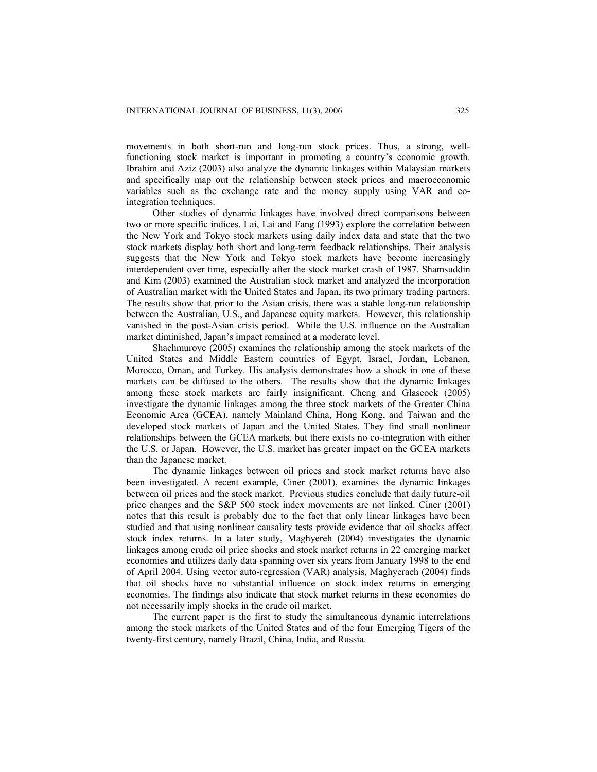movements in both short-run and long-run stock prices. Thus, a strong, well-functioning stock market is important in promoting a country's economic growth. Ibrahim and Aziz (2003) also analyze the dynamic linkages within Malaysian markets and specifically map out the relationship between stock prices and macroeconomic variables such as the exchange rate and the money supply using VAR and co-integration techniques.

Other studies of dynamic linkages have involved direct comparisons between two or more specific indices. Lai, Lai and Fang (1993) explore the correlation between the New York and Tokyo stock markets using daily index data and state that the two stock markets display both short and long-term feedback relationships. Their analysis suggests that the New York and Tokyo stock markets have become increasingly interdependent over time, especially after the stock market crash of 1987. Shamsuddin and Kim (2003) examined the Australian stock market and analyzed the incorporation of Australian market with the United States and Japan, its two primary trading partners. The results show that prior to the Asian crisis, there was a stable long-run relationship between the Australian, U.S., and Japanese equity markets. However, this relationship vanished in the post-Asian crisis period. While the U.S. influence on the Australian market diminished, Japan's impact remained at a moderate level.

Shachmurove (2005) examines the relationship among the stock markets of the United States and Middle Eastern countries of Egypt, Israel, Jordan, Lebanon, Morocco, Oman, and Turkey. His analysis demonstrates how a shock in one of these markets can be diffused to the others. The results show that the dynamic linkages among these stock markets are fairly insignificant. Cheng and Glascock (2005) investigate the dynamic linkages among the three stock markets of the Greater China Economic Area (GCEA), namely Mainland China, Hong Kong, and Taiwan and the developed stock markets of Japan and the United States. They find small nonlinear relationships between the GCEA markets, but there exists no co-integration with either the U.S. or Japan. However, the U.S. market has greater impact on the GCEA markets than the Japanese market.

The dynamic linkages between oil prices and stock market returns have also been investigated. A recent example, Ciner (2001), examines the dynamic linkages between oil prices and the stock market. Previous studies conclude that daily future-oil price changes and the S&P 500 stock index movements are not linked. Ciner (2001) notes that this result is probably due to the fact that only linear linkages have been studied and that using nonlinear causality tests provide evidence that oil shocks affect stock index returns. In a later study, Maghyereh (2004) investigates the dynamic linkages among crude oil price shocks and stock market returns in 22 emerging market economies and utilizes daily data spanning over six years from January 1998 to the end of April 2004. Using vector auto-regression (VAR) analysis, Maghyeraeh (2004) finds that oil shocks have no substantial influence on stock index returns in emerging economies. The findings also indicate that stock market returns in these economies do not necessarily imply shocks in the crude oil market.

The current paper is the first to study the simultaneous dynamic interrelations among the stock markets of the United States and of the four Emerging Tigers of the twenty-first century, namely Brazil, China, India, and Russia.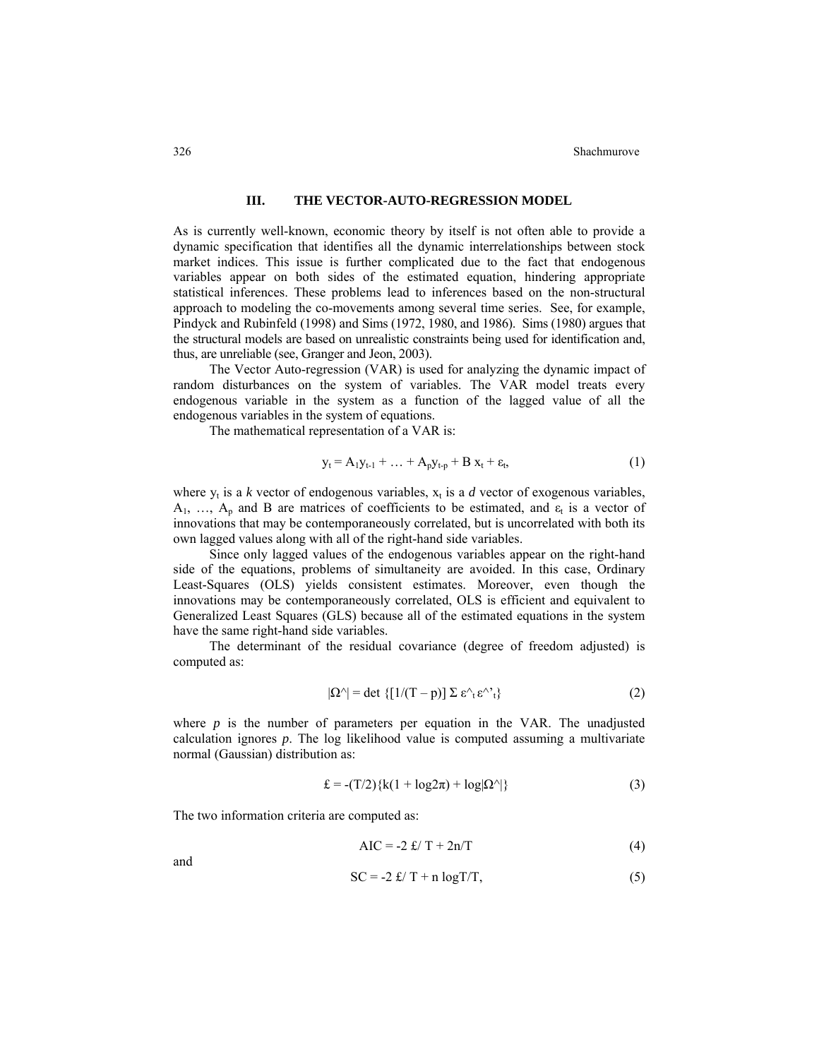## III. THE VECTOR-AUTO-REGRESSION MODEL

As is currently well-known, economic theory by itself is not often able to provide a dynamic specification that identifies all the dynamic interrelationships between stock market indices. This issue is further complicated due to the fact that endogenous variables appear on both sides of the estimated equation, hindering appropriate statistical inferences. These problems lead to inferences based on the non-structural approach to modeling the co-movements among several time series. See, for example, Pindyck and Rubinfeld (1998) and Sims (1972, 1980, and 1986). Sims (1980) argues that the structural models are based on unrealistic constraints being used for identification and, thus, are unreliable (see, Granger and Jeon, 2003).

The Vector Auto-regression (VAR) is used for analyzing the dynamic impact of random disturbances on the system of variables. The VAR model treats every endogenous variable in the system as a function of the lagged value of all the endogenous variables in the system of equations.

The mathematical representation of a VAR is:

$$y_t = A_1 y_{t-1} + \ldots + A_p y_{t-p} + B\, x_t + \varepsilon_t, \tag{1}$$

where $y_t$ is a *k* vector of endogenous variables, $x_t$ is a *d* vector of exogenous variables, $A_1, \ldots, A_p$ and B are matrices of coefficients to be estimated, and $\varepsilon_t$ is a vector of innovations that may be contemporaneously correlated, but is uncorrelated with both its own lagged values along with all of the right-hand side variables.

Since only lagged values of the endogenous variables appear on the right-hand side of the equations, problems of simultaneity are avoided. In this case, Ordinary Least-Squares (OLS) yields consistent estimates. Moreover, even though the innovations may be contemporaneously correlated, OLS is efficient and equivalent to Generalized Least Squares (GLS) because all of the estimated equations in the system have the same right-hand side variables.

The determinant of the residual covariance (degree of freedom adjusted) is computed as:

$$|\hat{\Omega}| = \det \{[1/(T - p)]\, \Sigma\, \hat{\varepsilon}_t \hat{\varepsilon}'_t\} \tag{2}$$

where *p* is the number of parameters per equation in the VAR. The unadjusted calculation ignores *p*. The log likelihood value is computed assuming a multivariate normal (Gaussian) distribution as:

$$\pounds = -(T/2)\{k(1 + \log 2\pi) + \log|\hat{\Omega}|\} \tag{3}$$

The two information criteria are computed as:

$$\text{AIC} = -2\, \pounds/ T + 2n/T \tag{4}$$

and

$$\text{SC} = -2\, \pounds/ T + n \log T/T, \tag{5}$$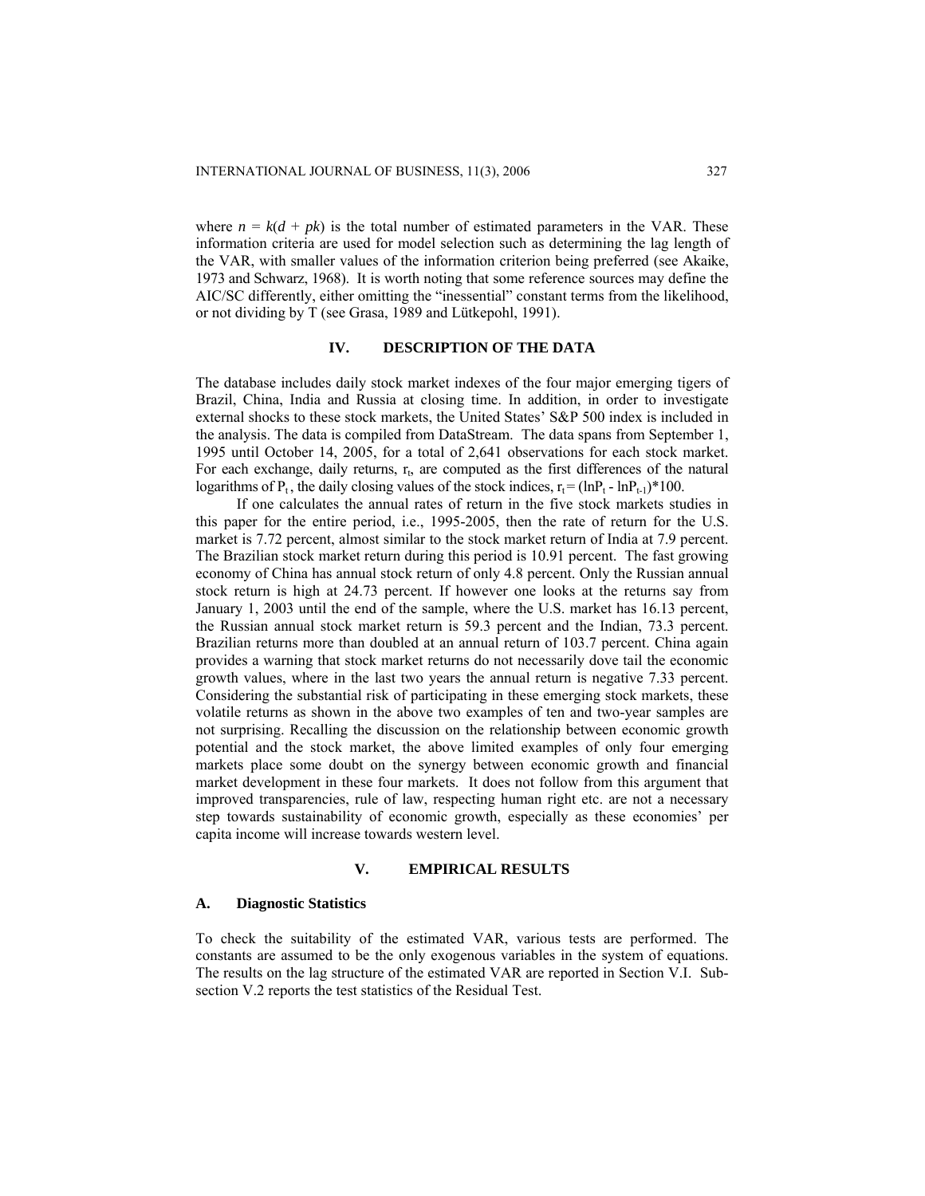where $n = k(d + pk)$ is the total number of estimated parameters in the VAR. These information criteria are used for model selection such as determining the lag length of the VAR, with smaller values of the information criterion being preferred (see Akaike, 1973 and Schwarz, 1968). It is worth noting that some reference sources may define the AIC/SC differently, either omitting the "inessential" constant terms from the likelihood, or not dividing by T (see Grasa, 1989 and Lütkepohl, 1991).

## IV. DESCRIPTION OF THE DATA

The database includes daily stock market indexes of the four major emerging tigers of Brazil, China, India and Russia at closing time. In addition, in order to investigate external shocks to these stock markets, the United States' S&P 500 index is included in the analysis. The data is compiled from DataStream. The data spans from September 1, 1995 until October 14, 2005, for a total of 2,641 observations for each stock market. For each exchange, daily returns, $r_t$, are computed as the first differences of the natural logarithms of $P_t$, the daily closing values of the stock indices, $r_t = (\ln P_t - \ln P_{t-1})*100$.

If one calculates the annual rates of return in the five stock markets studies in this paper for the entire period, i.e., 1995-2005, then the rate of return for the U.S. market is 7.72 percent, almost similar to the stock market return of India at 7.9 percent. The Brazilian stock market return during this period is 10.91 percent. The fast growing economy of China has annual stock return of only 4.8 percent. Only the Russian annual stock return is high at 24.73 percent. If however one looks at the returns say from January 1, 2003 until the end of the sample, where the U.S. market has 16.13 percent, the Russian annual stock market return is 59.3 percent and the Indian, 73.3 percent. Brazilian returns more than doubled at an annual return of 103.7 percent. China again provides a warning that stock market returns do not necessarily dove tail the economic growth values, where in the last two years the annual return is negative 7.33 percent. Considering the substantial risk of participating in these emerging stock markets, these volatile returns as shown in the above two examples of ten and two-year samples are not surprising. Recalling the discussion on the relationship between economic growth potential and the stock market, the above limited examples of only four emerging markets place some doubt on the synergy between economic growth and financial market development in these four markets. It does not follow from this argument that improved transparencies, rule of law, respecting human right etc. are not a necessary step towards sustainability of economic growth, especially as these economies' per capita income will increase towards western level.

## V. EMPIRICAL RESULTS

### A. Diagnostic Statistics

To check the suitability of the estimated VAR, various tests are performed. The constants are assumed to be the only exogenous variables in the system of equations. The results on the lag structure of the estimated VAR are reported in Section V.I. Sub-section V.2 reports the test statistics of the Residual Test.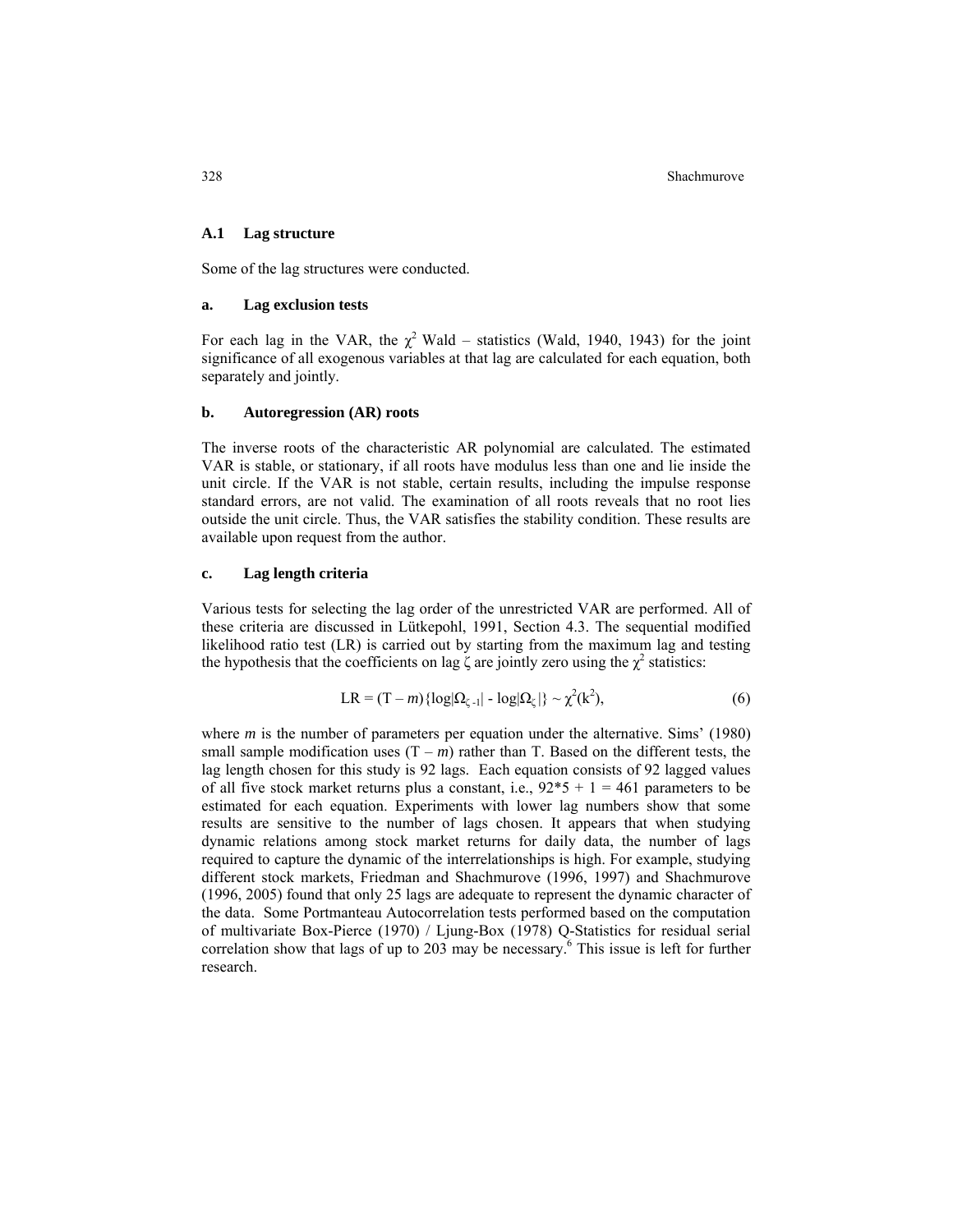### A.1 Lag structure

Some of the lag structures were conducted.

#### a. Lag exclusion tests

For each lag in the VAR, the $\chi^2$ Wald – statistics (Wald, 1940, 1943) for the joint significance of all exogenous variables at that lag are calculated for each equation, both separately and jointly.

#### b. Autoregression (AR) roots

The inverse roots of the characteristic AR polynomial are calculated. The estimated VAR is stable, or stationary, if all roots have modulus less than one and lie inside the unit circle. If the VAR is not stable, certain results, including the impulse response standard errors, are not valid. The examination of all roots reveals that no root lies outside the unit circle. Thus, the VAR satisfies the stability condition. These results are available upon request from the author.

#### c. Lag length criteria

Various tests for selecting the lag order of the unrestricted VAR are performed. All of these criteria are discussed in Lütkepohl, 1991, Section 4.3. The sequential modified likelihood ratio test (LR) is carried out by starting from the maximum lag and testing the hypothesis that the coefficients on lag $\zeta$ are jointly zero using the $\chi^2$ statistics:

$$\text{LR} = (\text{T} - m)\{\log|\Omega_{\zeta-1}| - \log|\Omega_{\zeta}|\} \sim \chi^2(\text{k}^2), \tag{6}$$

where $m$ is the number of parameters per equation under the alternative. Sims' (1980) small sample modification uses $(\text{T} - m)$ rather than T. Based on the different tests, the lag length chosen for this study is 92 lags. Each equation consists of 92 lagged values of all five stock market returns plus a constant, i.e., $92*5 + 1 = 461$ parameters to be estimated for each equation. Experiments with lower lag numbers show that some results are sensitive to the number of lags chosen. It appears that when studying dynamic relations among stock market returns for daily data, the number of lags required to capture the dynamic of the interrelationships is high. For example, studying different stock markets, Friedman and Shachmurove (1996, 1997) and Shachmurove (1996, 2005) found that only 25 lags are adequate to represent the dynamic character of the data. Some Portmanteau Autocorrelation tests performed based on the computation of multivariate Box-Pierce (1970) / Ljung-Box (1978) Q-Statistics for residual serial correlation show that lags of up to 203 may be necessary.[6] This issue is left for further research.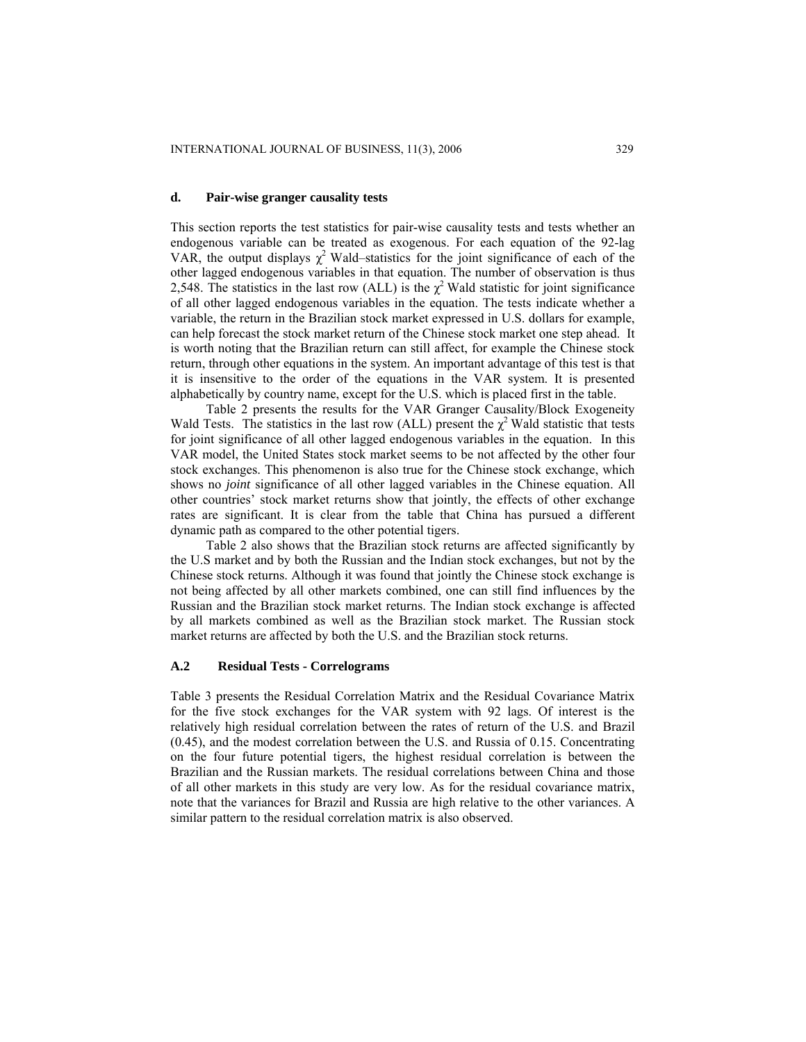### d. Pair-wise granger causality tests

This section reports the test statistics for pair-wise causality tests and tests whether an endogenous variable can be treated as exogenous. For each equation of the 92-lag VAR, the output displays $\chi^2$ Wald–statistics for the joint significance of each of the other lagged endogenous variables in that equation. The number of observation is thus 2,548. The statistics in the last row (ALL) is the $\chi^2$ Wald statistic for joint significance of all other lagged endogenous variables in the equation. The tests indicate whether a variable, the return in the Brazilian stock market expressed in U.S. dollars for example, can help forecast the stock market return of the Chinese stock market one step ahead. It is worth noting that the Brazilian return can still affect, for example the Chinese stock return, through other equations in the system. An important advantage of this test is that it is insensitive to the order of the equations in the VAR system. It is presented alphabetically by country name, except for the U.S. which is placed first in the table.

Table 2 presents the results for the VAR Granger Causality/Block Exogeneity Wald Tests. The statistics in the last row (ALL) present the $\chi^2$ Wald statistic that tests for joint significance of all other lagged endogenous variables in the equation. In this VAR model, the United States stock market seems to be not affected by the other four stock exchanges. This phenomenon is also true for the Chinese stock exchange, which shows no *joint* significance of all other lagged variables in the Chinese equation. All other countries' stock market returns show that jointly, the effects of other exchange rates are significant. It is clear from the table that China has pursued a different dynamic path as compared to the other potential tigers.

Table 2 also shows that the Brazilian stock returns are affected significantly by the U.S market and by both the Russian and the Indian stock exchanges, but not by the Chinese stock returns. Although it was found that jointly the Chinese stock exchange is not being affected by all other markets combined, one can still find influences by the Russian and the Brazilian stock market returns. The Indian stock exchange is affected by all markets combined as well as the Brazilian stock market. The Russian stock market returns are affected by both the U.S. and the Brazilian stock returns.

### A.2 Residual Tests - Correlograms

Table 3 presents the Residual Correlation Matrix and the Residual Covariance Matrix for the five stock exchanges for the VAR system with 92 lags. Of interest is the relatively high residual correlation between the rates of return of the U.S. and Brazil (0.45), and the modest correlation between the U.S. and Russia of 0.15. Concentrating on the four future potential tigers, the highest residual correlation is between the Brazilian and the Russian markets. The residual correlations between China and those of all other markets in this study are very low. As for the residual covariance matrix, note that the variances for Brazil and Russia are high relative to the other variances. A similar pattern to the residual correlation matrix is also observed.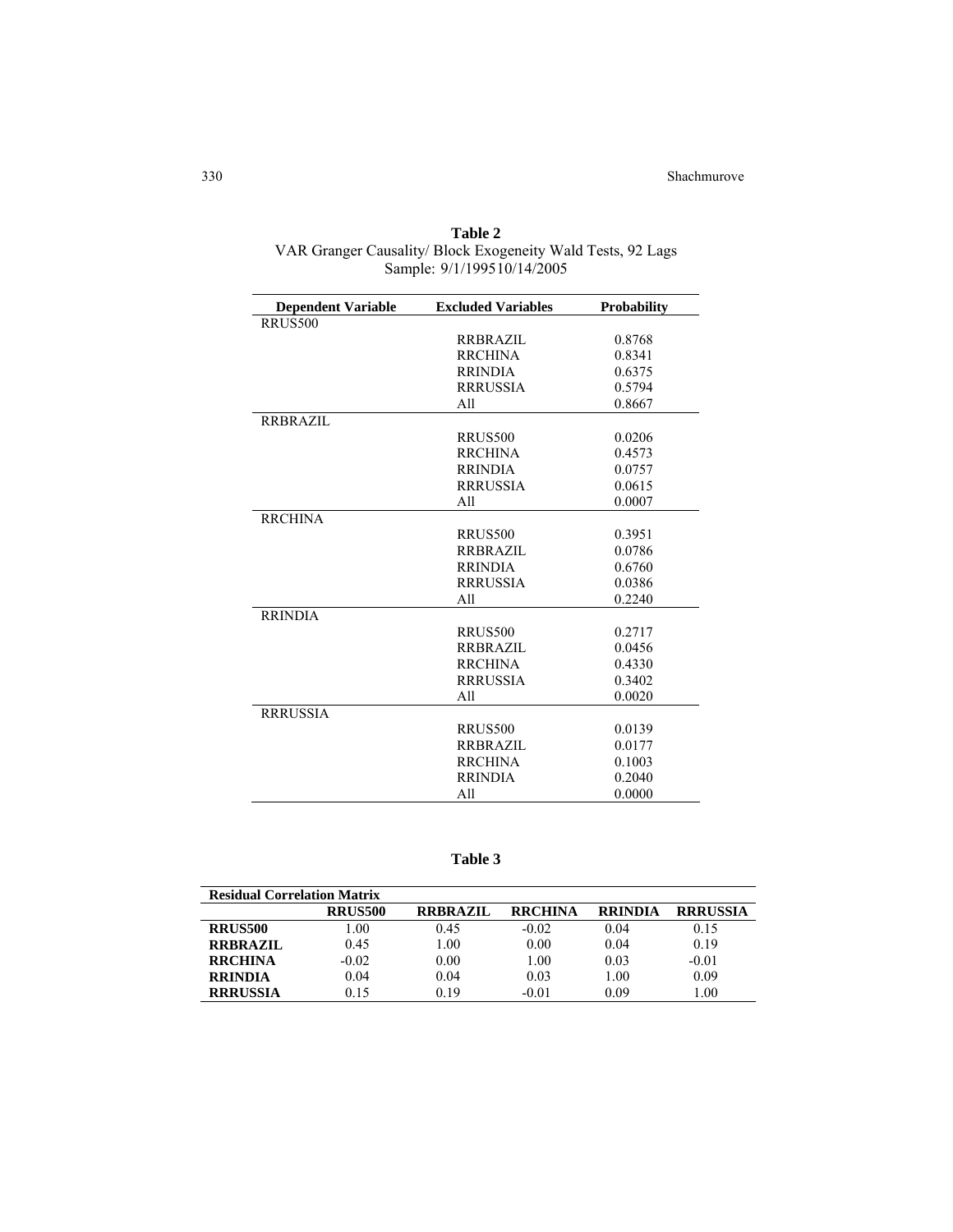**Table 2**
VAR Granger Causality/ Block Exogeneity Wald Tests, 92 Lags
Sample: 9/1/199510/14/2005

| Dependent Variable | Excluded Variables | Probability |
|---|---|---|
| RRUS500 | | |
| | RRBRAZIL | 0.8768 |
| | RRCHINA | 0.8341 |
| | RRINDIA | 0.6375 |
| | RRRUSSIA | 0.5794 |
| | All | 0.8667 |
| RRBRAZIL | | |
| | RRUS500 | 0.0206 |
| | RRCHINA | 0.4573 |
| | RRINDIA | 0.0757 |
| | RRRUSSIA | 0.0615 |
| | All | 0.0007 |
| RRCHINA | | |
| | RRUS500 | 0.3951 |
| | RRBRAZIL | 0.0786 |
| | RRINDIA | 0.6760 |
| | RRRUSSIA | 0.0386 |
| | All | 0.2240 |
| RRINDIA | | |
| | RRUS500 | 0.2717 |
| | RRBRAZIL | 0.0456 |
| | RRCHINA | 0.4330 |
| | RRRUSSIA | 0.3402 |
| | All | 0.0020 |
| RRRUSSIA | | |
| | RRUS500 | 0.0139 |
| | RRBRAZIL | 0.0177 |
| | RRCHINA | 0.1003 |
| | RRINDIA | 0.2040 |
| | All | 0.0000 |

**Table 3**

| Residual Correlation Matrix | | | | | |
|---|---|---|---|---|---|
| | **RRUS500** | **RRBRAZIL** | **RRCHINA** | **RRINDIA** | **RRRUSSIA** |
| **RRUS500** | 1.00 | 0.45 | -0.02 | 0.04 | 0.15 |
| **RRBRAZIL** | 0.45 | 1.00 | 0.00 | 0.04 | 0.19 |
| **RRCHINA** | -0.02 | 0.00 | 1.00 | 0.03 | -0.01 |
| **RRINDIA** | 0.04 | 0.04 | 0.03 | 1.00 | 0.09 |
| **RRRUSSIA** | 0.15 | 0.19 | -0.01 | 0.09 | 1.00 |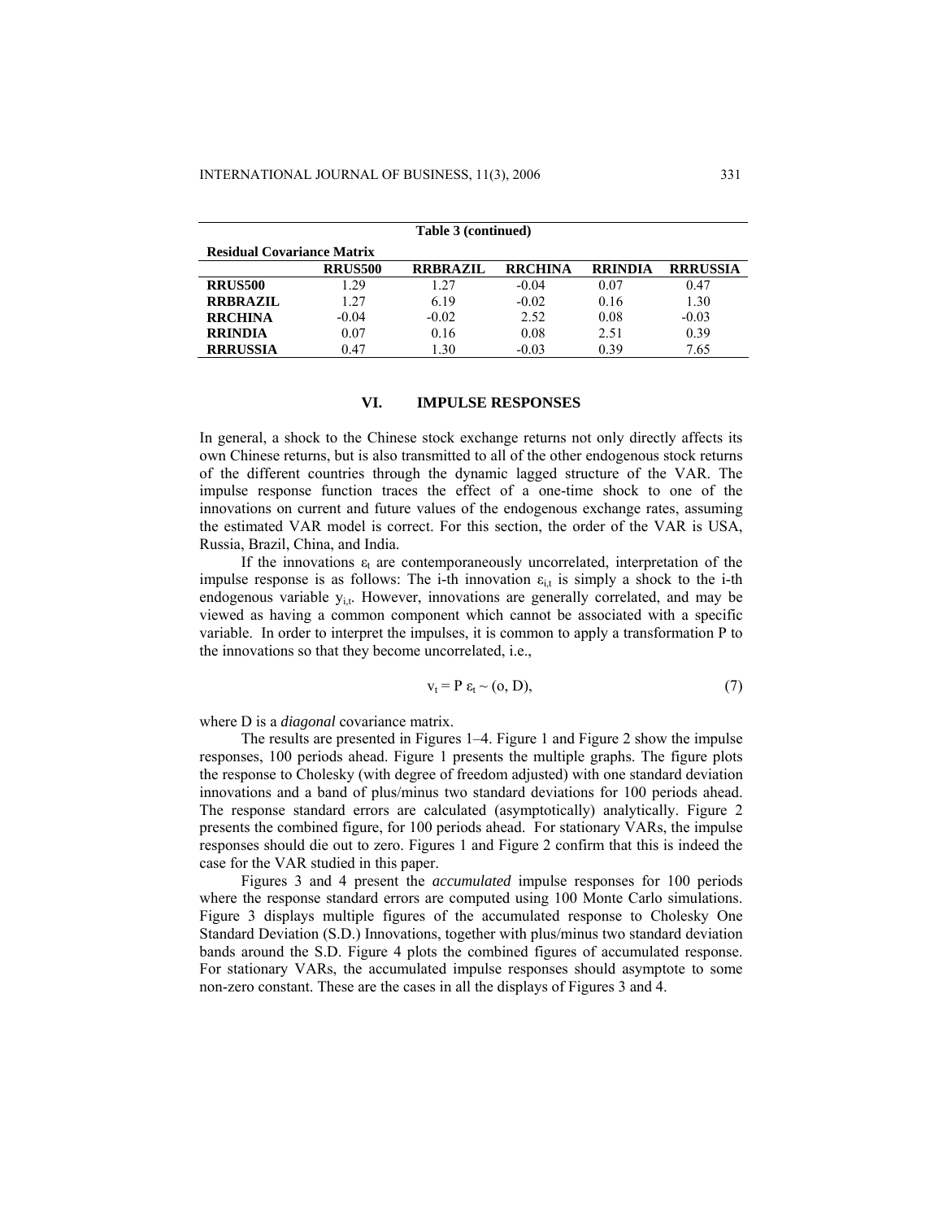**Table 3 (continued)**

**Residual Covariance Matrix**

| | **RRUS500** | **RRBRAZIL** | **RRCHINA** | **RRINDIA** | **RRRUSSIA** |
|---|---|---|---|---|---|
| **RRUS500** | 1.29 | 1.27 | -0.04 | 0.07 | 0.47 |
| **RRBRAZIL** | 1.27 | 6.19 | -0.02 | 0.16 | 1.30 |
| **RRCHINA** | -0.04 | -0.02 | 2.52 | 0.08 | -0.03 |
| **RRINDIA** | 0.07 | 0.16 | 0.08 | 2.51 | 0.39 |
| **RRRUSSIA** | 0.47 | 1.30 | -0.03 | 0.39 | 7.65 |

## VI. IMPULSE RESPONSES

In general, a shock to the Chinese stock exchange returns not only directly affects its own Chinese returns, but is also transmitted to all of the other endogenous stock returns of the different countries through the dynamic lagged structure of the VAR. The impulse response function traces the effect of a one-time shock to one of the innovations on current and future values of the endogenous exchange rates, assuming the estimated VAR model is correct. For this section, the order of the VAR is USA, Russia, Brazil, China, and India.

If the innovations $\varepsilon_t$ are contemporaneously uncorrelated, interpretation of the impulse response is as follows: The i-th innovation $\varepsilon_{i,t}$ is simply a shock to the i-th endogenous variable $y_{i,t}$. However, innovations are generally correlated, and may be viewed as having a common component which cannot be associated with a specific variable. In order to interpret the impulses, it is common to apply a transformation P to the innovations so that they become uncorrelated, i.e.,

$$v_t = P\,\varepsilon_t \sim (o, D), \tag{7}$$

where D is a *diagonal* covariance matrix.

The results are presented in Figures 1–4. Figure 1 and Figure 2 show the impulse responses, 100 periods ahead. Figure 1 presents the multiple graphs. The figure plots the response to Cholesky (with degree of freedom adjusted) with one standard deviation innovations and a band of plus/minus two standard deviations for 100 periods ahead. The response standard errors are calculated (asymptotically) analytically. Figure 2 presents the combined figure, for 100 periods ahead. For stationary VARs, the impulse responses should die out to zero. Figures 1 and Figure 2 confirm that this is indeed the case for the VAR studied in this paper.

Figures 3 and 4 present the *accumulated* impulse responses for 100 periods where the response standard errors are computed using 100 Monte Carlo simulations. Figure 3 displays multiple figures of the accumulated response to Cholesky One Standard Deviation (S.D.) Innovations, together with plus/minus two standard deviation bands around the S.D. Figure 4 plots the combined figures of accumulated response. For stationary VARs, the accumulated impulse responses should asymptote to some non-zero constant. These are the cases in all the displays of Figures 3 and 4.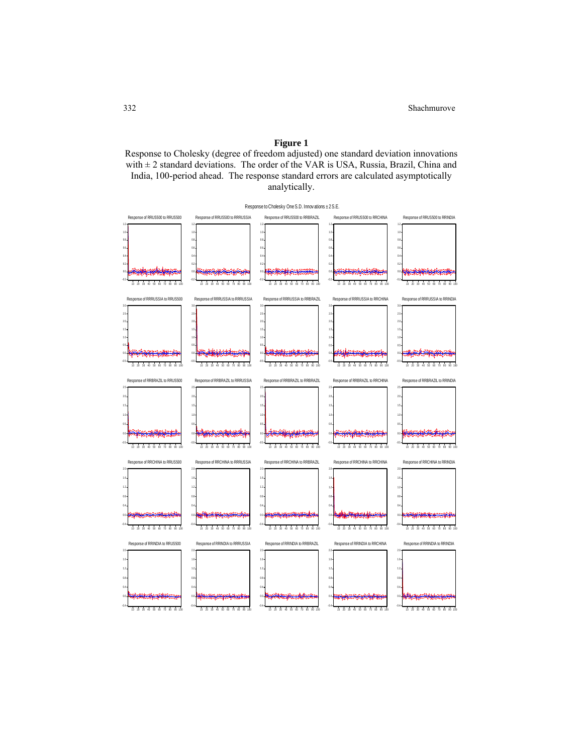**Figure 1**

Response to Cholesky (degree of freedom adjusted) one standard deviation innovations with ± 2 standard deviations. The order of the VAR is USA, Russia, Brazil, China and India, 100-period ahead. The response standard errors are calculated asymptotically analytically.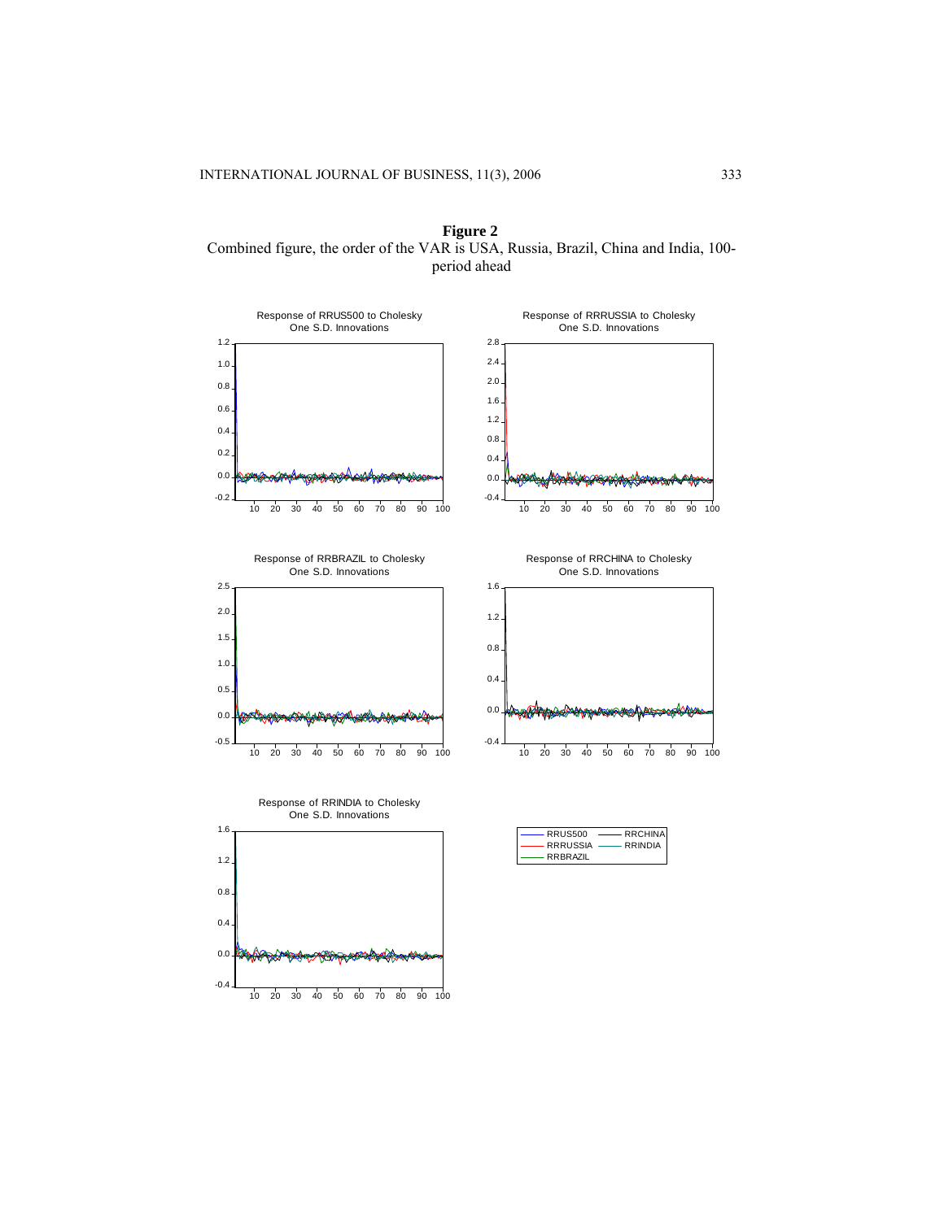**Figure 2**

Combined figure, the order of the VAR is USA, Russia, Brazil, China and India, 100-period ahead

Response of RRUS500 to Cholesky One S.D. Innovations

Response of RRRUSSIA to Cholesky One S.D. Innovations

Response of RRBRAZIL to Cholesky One S.D. Innovations

Response of RRCHINA to Cholesky One S.D. Innovations

Response of RRINDIA to Cholesky One S.D. Innovations

RRUS500, RRRUSSIA, RRBRAZIL, RRCHINA, RRINDIA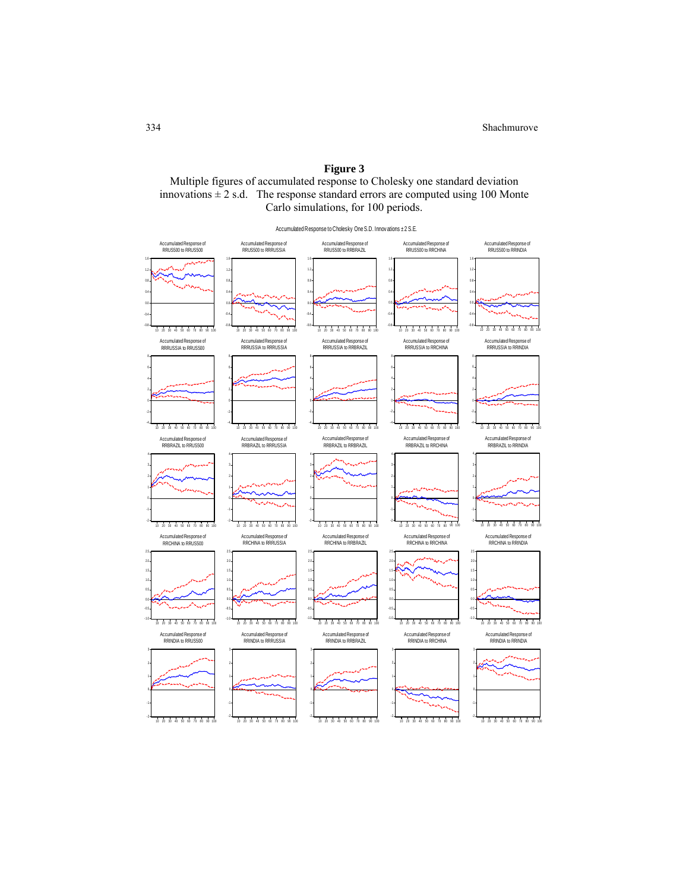**Figure 3**

Multiple figures of accumulated response to Cholesky one standard deviation innovations ± 2 s.d. The response standard errors are computed using 100 Monte Carlo simulations, for 100 periods.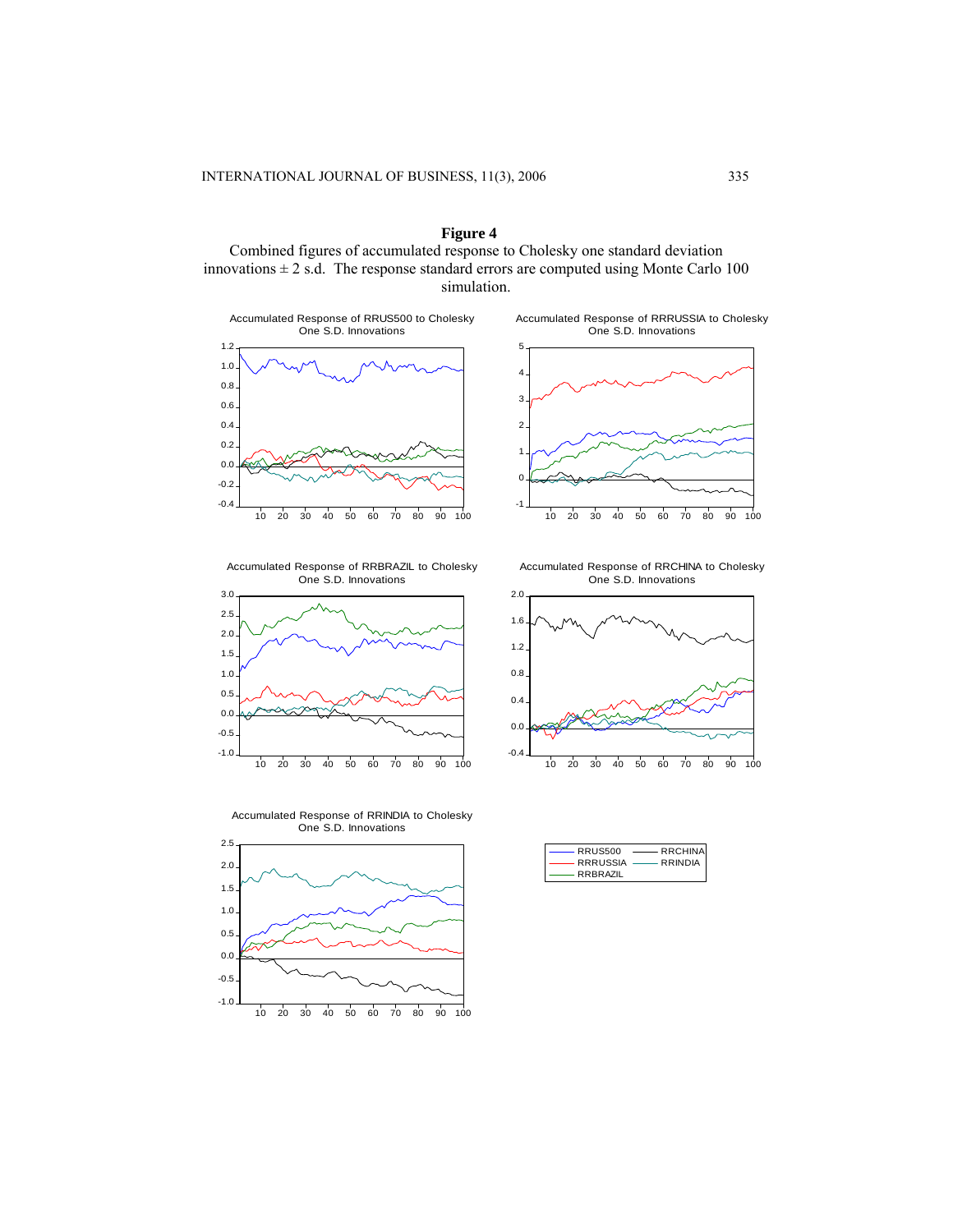**Figure 4**

Combined figures of accumulated response to Cholesky one standard deviation innovations ± 2 s.d. The response standard errors are computed using Monte Carlo 100 simulation.

Accumulated Response of RRUS500 to Cholesky One S.D. Innovations

Accumulated Response of RRRUSSIA to Cholesky One S.D. Innovations

Accumulated Response of RRBRAZIL to Cholesky One S.D. Innovations

Accumulated Response of RRCHINA to Cholesky One S.D. Innovations

Accumulated Response of RRINDIA to Cholesky One S.D. Innovations

RRUS500, RRRUSSIA, RRBRAZIL, RRCHINA, RRINDIA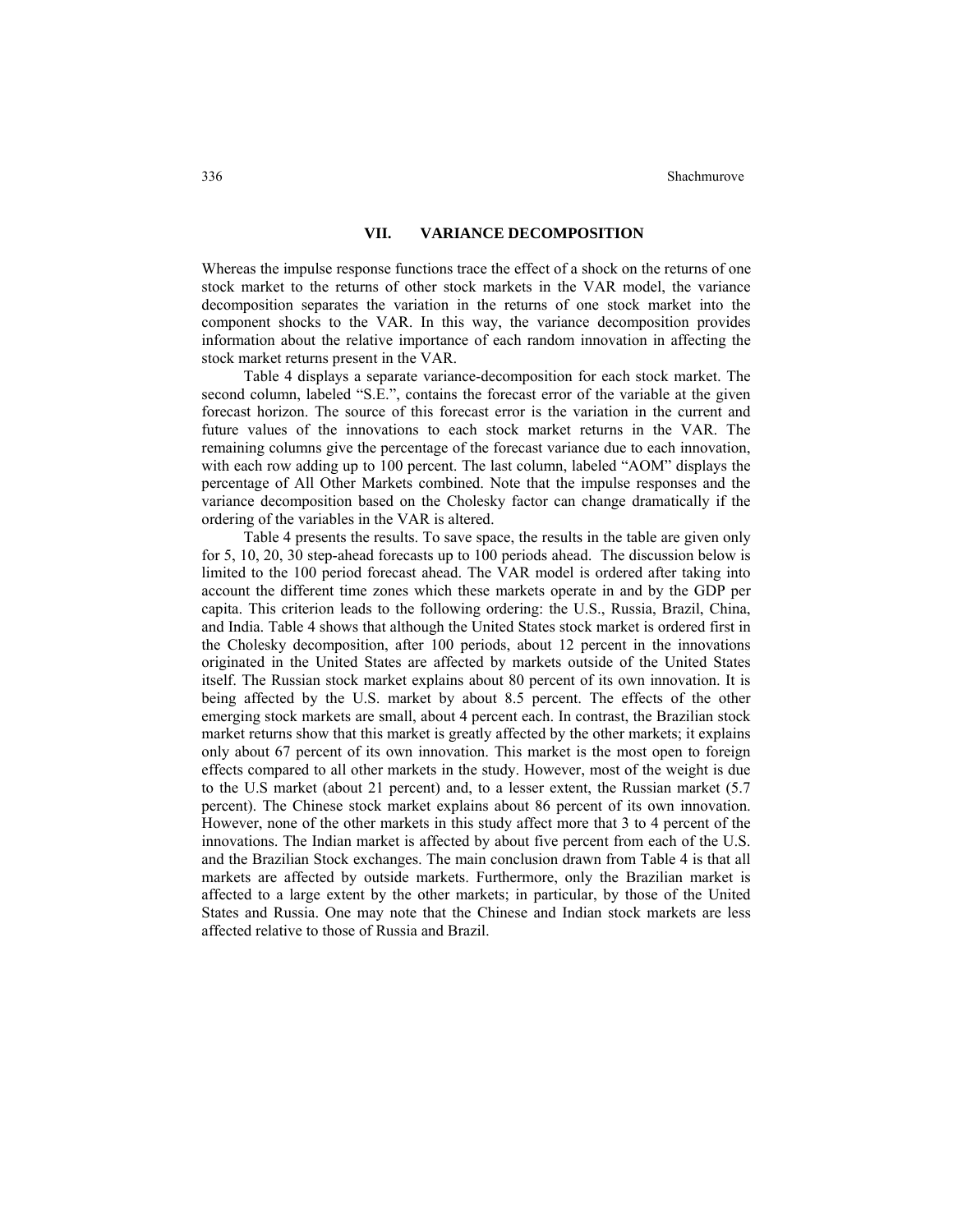## VII. VARIANCE DECOMPOSITION

Whereas the impulse response functions trace the effect of a shock on the returns of one stock market to the returns of other stock markets in the VAR model, the variance decomposition separates the variation in the returns of one stock market into the component shocks to the VAR. In this way, the variance decomposition provides information about the relative importance of each random innovation in affecting the stock market returns present in the VAR.

Table 4 displays a separate variance-decomposition for each stock market. The second column, labeled "S.E.", contains the forecast error of the variable at the given forecast horizon. The source of this forecast error is the variation in the current and future values of the innovations to each stock market returns in the VAR. The remaining columns give the percentage of the forecast variance due to each innovation, with each row adding up to 100 percent. The last column, labeled "AOM" displays the percentage of All Other Markets combined. Note that the impulse responses and the variance decomposition based on the Cholesky factor can change dramatically if the ordering of the variables in the VAR is altered.

Table 4 presents the results. To save space, the results in the table are given only for 5, 10, 20, 30 step-ahead forecasts up to 100 periods ahead. The discussion below is limited to the 100 period forecast ahead. The VAR model is ordered after taking into account the different time zones which these markets operate in and by the GDP per capita. This criterion leads to the following ordering: the U.S., Russia, Brazil, China, and India. Table 4 shows that although the United States stock market is ordered first in the Cholesky decomposition, after 100 periods, about 12 percent in the innovations originated in the United States are affected by markets outside of the United States itself. The Russian stock market explains about 80 percent of its own innovation. It is being affected by the U.S. market by about 8.5 percent. The effects of the other emerging stock markets are small, about 4 percent each. In contrast, the Brazilian stock market returns show that this market is greatly affected by the other markets; it explains only about 67 percent of its own innovation. This market is the most open to foreign effects compared to all other markets in the study. However, most of the weight is due to the U.S market (about 21 percent) and, to a lesser extent, the Russian market (5.7 percent). The Chinese stock market explains about 86 percent of its own innovation. However, none of the other markets in this study affect more that 3 to 4 percent of the innovations. The Indian market is affected by about five percent from each of the U.S. and the Brazilian Stock exchanges. The main conclusion drawn from Table 4 is that all markets are affected by outside markets. Furthermore, only the Brazilian market is affected to a large extent by the other markets; in particular, by those of the United States and Russia. One may note that the Chinese and Indian stock markets are less affected relative to those of Russia and Brazil.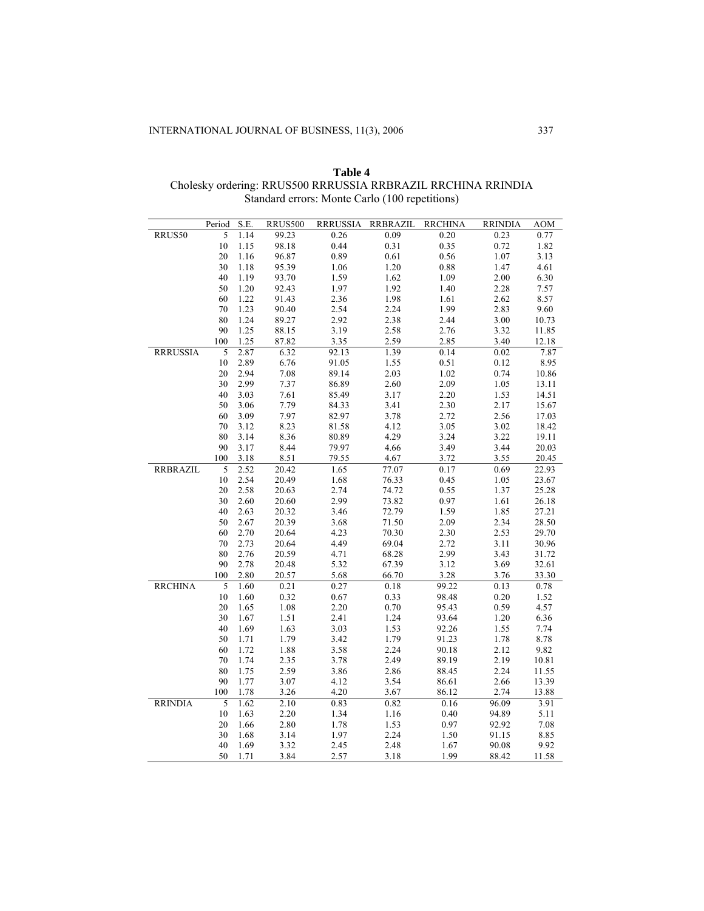**Table 4**
Cholesky ordering: RRUS500 RRRUSSIA RRBRAZIL RRCHINA RRINDIA
Standard errors: Monte Carlo (100 repetitions)

| | Period | S.E. | RRUS500 | RRRUSSIA | RRBRAZIL | RRCHINA | RRINDIA | AOM |
|---|---|---|---|---|---|---|---|---|
| RRUS50 | 5 | 1.14 | 99.23 | 0.26 | 0.09 | 0.20 | 0.23 | 0.77 |
| | 10 | 1.15 | 98.18 | 0.44 | 0.31 | 0.35 | 0.72 | 1.82 |
| | 20 | 1.16 | 96.87 | 0.89 | 0.61 | 0.56 | 1.07 | 3.13 |
| | 30 | 1.18 | 95.39 | 1.06 | 1.20 | 0.88 | 1.47 | 4.61 |
| | 40 | 1.19 | 93.70 | 1.59 | 1.62 | 1.09 | 2.00 | 6.30 |
| | 50 | 1.20 | 92.43 | 1.97 | 1.92 | 1.40 | 2.28 | 7.57 |
| | 60 | 1.22 | 91.43 | 2.36 | 1.98 | 1.61 | 2.62 | 8.57 |
| | 70 | 1.23 | 90.40 | 2.54 | 2.24 | 1.99 | 2.83 | 9.60 |
| | 80 | 1.24 | 89.27 | 2.92 | 2.38 | 2.44 | 3.00 | 10.73 |
| | 90 | 1.25 | 88.15 | 3.19 | 2.58 | 2.76 | 3.32 | 11.85 |
| | 100 | 1.25 | 87.82 | 3.35 | 2.59 | 2.85 | 3.40 | 12.18 |
| RRRUSSIA | 5 | 2.87 | 6.32 | 92.13 | 1.39 | 0.14 | 0.02 | 7.87 |
| | 10 | 2.89 | 6.76 | 91.05 | 1.55 | 0.51 | 0.12 | 8.95 |
| | 20 | 2.94 | 7.08 | 89.14 | 2.03 | 1.02 | 0.74 | 10.86 |
| | 30 | 2.99 | 7.37 | 86.89 | 2.60 | 2.09 | 1.05 | 13.11 |
| | 40 | 3.03 | 7.61 | 85.49 | 3.17 | 2.20 | 1.53 | 14.51 |
| | 50 | 3.06 | 7.79 | 84.33 | 3.41 | 2.30 | 2.17 | 15.67 |
| | 60 | 3.09 | 7.97 | 82.97 | 3.78 | 2.72 | 2.56 | 17.03 |
| | 70 | 3.12 | 8.23 | 81.58 | 4.12 | 3.05 | 3.02 | 18.42 |
| | 80 | 3.14 | 8.36 | 80.89 | 4.29 | 3.24 | 3.22 | 19.11 |
| | 90 | 3.17 | 8.44 | 79.97 | 4.66 | 3.49 | 3.44 | 20.03 |
| | 100 | 3.18 | 8.51 | 79.55 | 4.67 | 3.72 | 3.55 | 20.45 |
| RRBRAZIL | 5 | 2.52 | 20.42 | 1.65 | 77.07 | 0.17 | 0.69 | 22.93 |
| | 10 | 2.54 | 20.49 | 1.68 | 76.33 | 0.45 | 1.05 | 23.67 |
| | 20 | 2.58 | 20.63 | 2.74 | 74.72 | 0.55 | 1.37 | 25.28 |
| | 30 | 2.60 | 20.60 | 2.99 | 73.82 | 0.97 | 1.61 | 26.18 |
| | 40 | 2.63 | 20.32 | 3.46 | 72.79 | 1.59 | 1.85 | 27.21 |
| | 50 | 2.67 | 20.39 | 3.68 | 71.50 | 2.09 | 2.34 | 28.50 |
| | 60 | 2.70 | 20.64 | 4.23 | 70.30 | 2.30 | 2.53 | 29.70 |
| | 70 | 2.73 | 20.64 | 4.49 | 69.04 | 2.72 | 3.11 | 30.96 |
| | 80 | 2.76 | 20.59 | 4.71 | 68.28 | 2.99 | 3.43 | 31.72 |
| | 90 | 2.78 | 20.48 | 5.32 | 67.39 | 3.12 | 3.69 | 32.61 |
| | 100 | 2.80 | 20.57 | 5.68 | 66.70 | 3.28 | 3.76 | 33.30 |
| RRCHINA | 5 | 1.60 | 0.21 | 0.27 | 0.18 | 99.22 | 0.13 | 0.78 |
| | 10 | 1.60 | 0.32 | 0.67 | 0.33 | 98.48 | 0.20 | 1.52 |
| | 20 | 1.65 | 1.08 | 2.20 | 0.70 | 95.43 | 0.59 | 4.57 |
| | 30 | 1.67 | 1.51 | 2.41 | 1.24 | 93.64 | 1.20 | 6.36 |
| | 40 | 1.69 | 1.63 | 3.03 | 1.53 | 92.26 | 1.55 | 7.74 |
| | 50 | 1.71 | 1.79 | 3.42 | 1.79 | 91.23 | 1.78 | 8.78 |
| | 60 | 1.72 | 1.88 | 3.58 | 2.24 | 90.18 | 2.12 | 9.82 |
| | 70 | 1.74 | 2.35 | 3.78 | 2.49 | 89.19 | 2.19 | 10.81 |
| | 80 | 1.75 | 2.59 | 3.86 | 2.86 | 88.45 | 2.24 | 11.55 |
| | 90 | 1.77 | 3.07 | 4.12 | 3.54 | 86.61 | 2.66 | 13.39 |
| | 100 | 1.78 | 3.26 | 4.20 | 3.67 | 86.12 | 2.74 | 13.88 |
| RRINDIA | 5 | 1.62 | 2.10 | 0.83 | 0.82 | 0.16 | 96.09 | 3.91 |
| | 10 | 1.63 | 2.20 | 1.34 | 1.16 | 0.40 | 94.89 | 5.11 |
| | 20 | 1.66 | 2.80 | 1.78 | 1.53 | 0.97 | 92.92 | 7.08 |
| | 30 | 1.68 | 3.14 | 1.97 | 2.24 | 1.50 | 91.15 | 8.85 |
| | 40 | 1.69 | 3.32 | 2.45 | 2.48 | 1.67 | 90.08 | 9.92 |
| | 50 | 1.71 | 3.84 | 2.57 | 3.18 | 1.99 | 88.42 | 11.58 |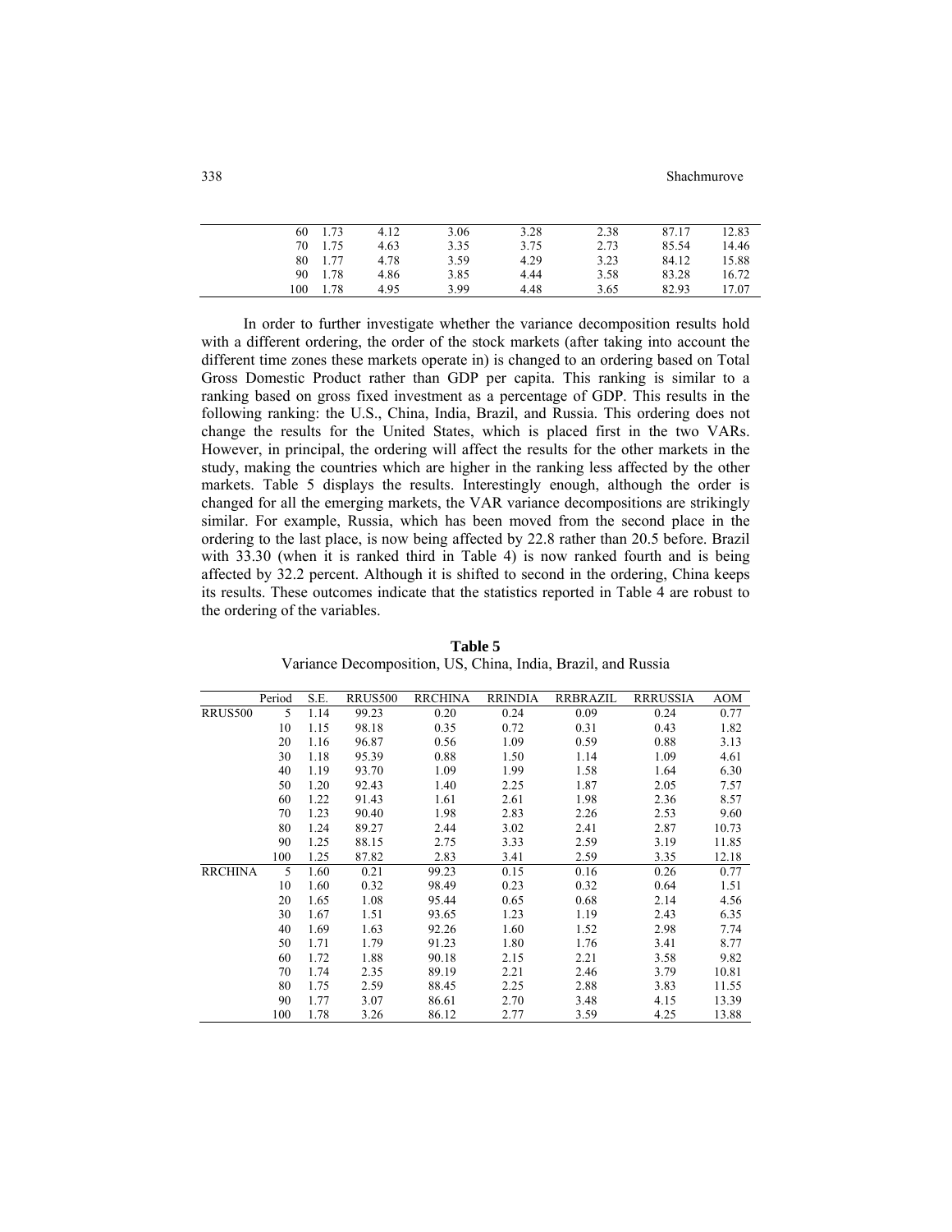| | | | | | | | |
|---|---|---|---|---|---|---|---|
| 60 | 1.73 | 4.12 | 3.06 | 3.28 | 2.38 | 87.17 | 12.83 |
| 70 | 1.75 | 4.63 | 3.35 | 3.75 | 2.73 | 85.54 | 14.46 |
| 80 | 1.77 | 4.78 | 3.59 | 4.29 | 3.23 | 84.12 | 15.88 |
| 90 | 1.78 | 4.86 | 3.85 | 4.44 | 3.58 | 83.28 | 16.72 |
| 100 | 1.78 | 4.95 | 3.99 | 4.48 | 3.65 | 82.93 | 17.07 |

In order to further investigate whether the variance decomposition results hold with a different ordering, the order of the stock markets (after taking into account the different time zones these markets operate in) is changed to an ordering based on Total Gross Domestic Product rather than GDP per capita. This ranking is similar to a ranking based on gross fixed investment as a percentage of GDP. This results in the following ranking: the U.S., China, India, Brazil, and Russia. This ordering does not change the results for the United States, which is placed first in the two VARs. However, in principal, the ordering will affect the results for the other markets in the study, making the countries which are higher in the ranking less affected by the other markets. Table 5 displays the results. Interestingly enough, although the order is changed for all the emerging markets, the VAR variance decompositions are strikingly similar. For example, Russia, which has been moved from the second place in the ordering to the last place, is now being affected by 22.8 rather than 20.5 before. Brazil with 33.30 (when it is ranked third in Table 4) is now ranked fourth and is being affected by 32.2 percent. Although it is shifted to second in the ordering, China keeps its results. These outcomes indicate that the statistics reported in Table 4 are robust to the ordering of the variables.

**Table 5**

Variance Decomposition, US, China, India, Brazil, and Russia

| | Period | S.E. | RRUS500 | RRCHINA | RRINDIA | RRBRAZIL | RRRUSSIA | AOM |
|---|---|---|---|---|---|---|---|---|
| RRUS500 | 5 | 1.14 | 99.23 | 0.20 | 0.24 | 0.09 | 0.24 | 0.77 |
| | 10 | 1.15 | 98.18 | 0.35 | 0.72 | 0.31 | 0.43 | 1.82 |
| | 20 | 1.16 | 96.87 | 0.56 | 1.09 | 0.59 | 0.88 | 3.13 |
| | 30 | 1.18 | 95.39 | 0.88 | 1.50 | 1.14 | 1.09 | 4.61 |
| | 40 | 1.19 | 93.70 | 1.09 | 1.99 | 1.58 | 1.64 | 6.30 |
| | 50 | 1.20 | 92.43 | 1.40 | 2.25 | 1.87 | 2.05 | 7.57 |
| | 60 | 1.22 | 91.43 | 1.61 | 2.61 | 1.98 | 2.36 | 8.57 |
| | 70 | 1.23 | 90.40 | 1.98 | 2.83 | 2.26 | 2.53 | 9.60 |
| | 80 | 1.24 | 89.27 | 2.44 | 3.02 | 2.41 | 2.87 | 10.73 |
| | 90 | 1.25 | 88.15 | 2.75 | 3.33 | 2.59 | 3.19 | 11.85 |
| | 100 | 1.25 | 87.82 | 2.83 | 3.41 | 2.59 | 3.35 | 12.18 |
| RRCHINA | 5 | 1.60 | 0.21 | 99.23 | 0.15 | 0.16 | 0.26 | 0.77 |
| | 10 | 1.60 | 0.32 | 98.49 | 0.23 | 0.32 | 0.64 | 1.51 |
| | 20 | 1.65 | 1.08 | 95.44 | 0.65 | 0.68 | 2.14 | 4.56 |
| | 30 | 1.67 | 1.51 | 93.65 | 1.23 | 1.19 | 2.43 | 6.35 |
| | 40 | 1.69 | 1.63 | 92.26 | 1.60 | 1.52 | 2.98 | 7.74 |
| | 50 | 1.71 | 1.79 | 91.23 | 1.80 | 1.76 | 3.41 | 8.77 |
| | 60 | 1.72 | 1.88 | 90.18 | 2.15 | 2.21 | 3.58 | 9.82 |
| | 70 | 1.74 | 2.35 | 89.19 | 2.21 | 2.46 | 3.79 | 10.81 |
| | 80 | 1.75 | 2.59 | 88.45 | 2.25 | 2.88 | 3.83 | 11.55 |
| | 90 | 1.77 | 3.07 | 86.61 | 2.70 | 3.48 | 4.15 | 13.39 |
| | 100 | 1.78 | 3.26 | 86.12 | 2.77 | 3.59 | 4.25 | 13.88 |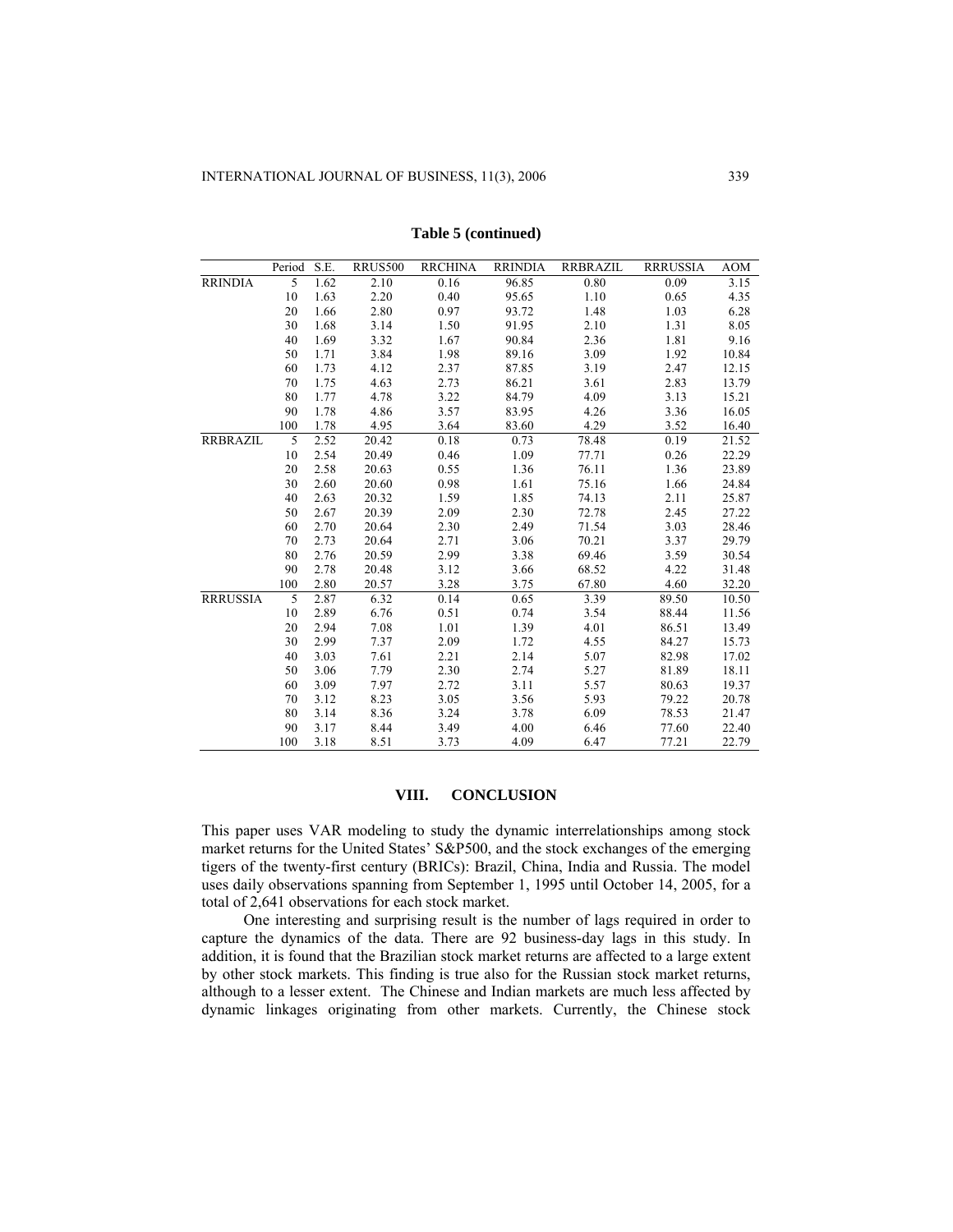**Table 5 (continued)**

| | Period | S.E. | RRUS500 | RRCHINA | RRINDIA | RRBRAZIL | RRRUSSIA | AOM |
|---|---|---|---|---|---|---|---|---|
| RRINDIA | 5 | 1.62 | 2.10 | 0.16 | 96.85 | 0.80 | 0.09 | 3.15 |
| | 10 | 1.63 | 2.20 | 0.40 | 95.65 | 1.10 | 0.65 | 4.35 |
| | 20 | 1.66 | 2.80 | 0.97 | 93.72 | 1.48 | 1.03 | 6.28 |
| | 30 | 1.68 | 3.14 | 1.50 | 91.95 | 2.10 | 1.31 | 8.05 |
| | 40 | 1.69 | 3.32 | 1.67 | 90.84 | 2.36 | 1.81 | 9.16 |
| | 50 | 1.71 | 3.84 | 1.98 | 89.16 | 3.09 | 1.92 | 10.84 |
| | 60 | 1.73 | 4.12 | 2.37 | 87.85 | 3.19 | 2.47 | 12.15 |
| | 70 | 1.75 | 4.63 | 2.73 | 86.21 | 3.61 | 2.83 | 13.79 |
| | 80 | 1.77 | 4.78 | 3.22 | 84.79 | 4.09 | 3.13 | 15.21 |
| | 90 | 1.78 | 4.86 | 3.57 | 83.95 | 4.26 | 3.36 | 16.05 |
| | 100 | 1.78 | 4.95 | 3.64 | 83.60 | 4.29 | 3.52 | 16.40 |
| RRBRAZIL | 5 | 2.52 | 20.42 | 0.18 | 0.73 | 78.48 | 0.19 | 21.52 |
| | 10 | 2.54 | 20.49 | 0.46 | 1.09 | 77.71 | 0.26 | 22.29 |
| | 20 | 2.58 | 20.63 | 0.55 | 1.36 | 76.11 | 1.36 | 23.89 |
| | 30 | 2.60 | 20.60 | 0.98 | 1.61 | 75.16 | 1.66 | 24.84 |
| | 40 | 2.63 | 20.32 | 1.59 | 1.85 | 74.13 | 2.11 | 25.87 |
| | 50 | 2.67 | 20.39 | 2.09 | 2.30 | 72.78 | 2.45 | 27.22 |
| | 60 | 2.70 | 20.64 | 2.30 | 2.49 | 71.54 | 3.03 | 28.46 |
| | 70 | 2.73 | 20.64 | 2.71 | 3.06 | 70.21 | 3.37 | 29.79 |
| | 80 | 2.76 | 20.59 | 2.99 | 3.38 | 69.46 | 3.59 | 30.54 |
| | 90 | 2.78 | 20.48 | 3.12 | 3.66 | 68.52 | 4.22 | 31.48 |
| | 100 | 2.80 | 20.57 | 3.28 | 3.75 | 67.80 | 4.60 | 32.20 |
| RRRUSSIA | 5 | 2.87 | 6.32 | 0.14 | 0.65 | 3.39 | 89.50 | 10.50 |
| | 10 | 2.89 | 6.76 | 0.51 | 0.74 | 3.54 | 88.44 | 11.56 |
| | 20 | 2.94 | 7.08 | 1.01 | 1.39 | 4.01 | 86.51 | 13.49 |
| | 30 | 2.99 | 7.37 | 2.09 | 1.72 | 4.55 | 84.27 | 15.73 |
| | 40 | 3.03 | 7.61 | 2.21 | 2.14 | 5.07 | 82.98 | 17.02 |
| | 50 | 3.06 | 7.79 | 2.30 | 2.74 | 5.27 | 81.89 | 18.11 |
| | 60 | 3.09 | 7.97 | 2.72 | 3.11 | 5.57 | 80.63 | 19.37 |
| | 70 | 3.12 | 8.23 | 3.05 | 3.56 | 5.93 | 79.22 | 20.78 |
| | 80 | 3.14 | 8.36 | 3.24 | 3.78 | 6.09 | 78.53 | 21.47 |
| | 90 | 3.17 | 8.44 | 3.49 | 4.00 | 6.46 | 77.60 | 22.40 |
| | 100 | 3.18 | 8.51 | 3.73 | 4.09 | 6.47 | 77.21 | 22.79 |

## VIII. CONCLUSION

This paper uses VAR modeling to study the dynamic interrelationships among stock market returns for the United States' S&P500, and the stock exchanges of the emerging tigers of the twenty-first century (BRICs): Brazil, China, India and Russia. The model uses daily observations spanning from September 1, 1995 until October 14, 2005, for a total of 2,641 observations for each stock market.

One interesting and surprising result is the number of lags required in order to capture the dynamics of the data. There are 92 business-day lags in this study. In addition, it is found that the Brazilian stock market returns are affected to a large extent by other stock markets. This finding is true also for the Russian stock market returns, although to a lesser extent. The Chinese and Indian markets are much less affected by dynamic linkages originating from other markets. Currently, the Chinese stock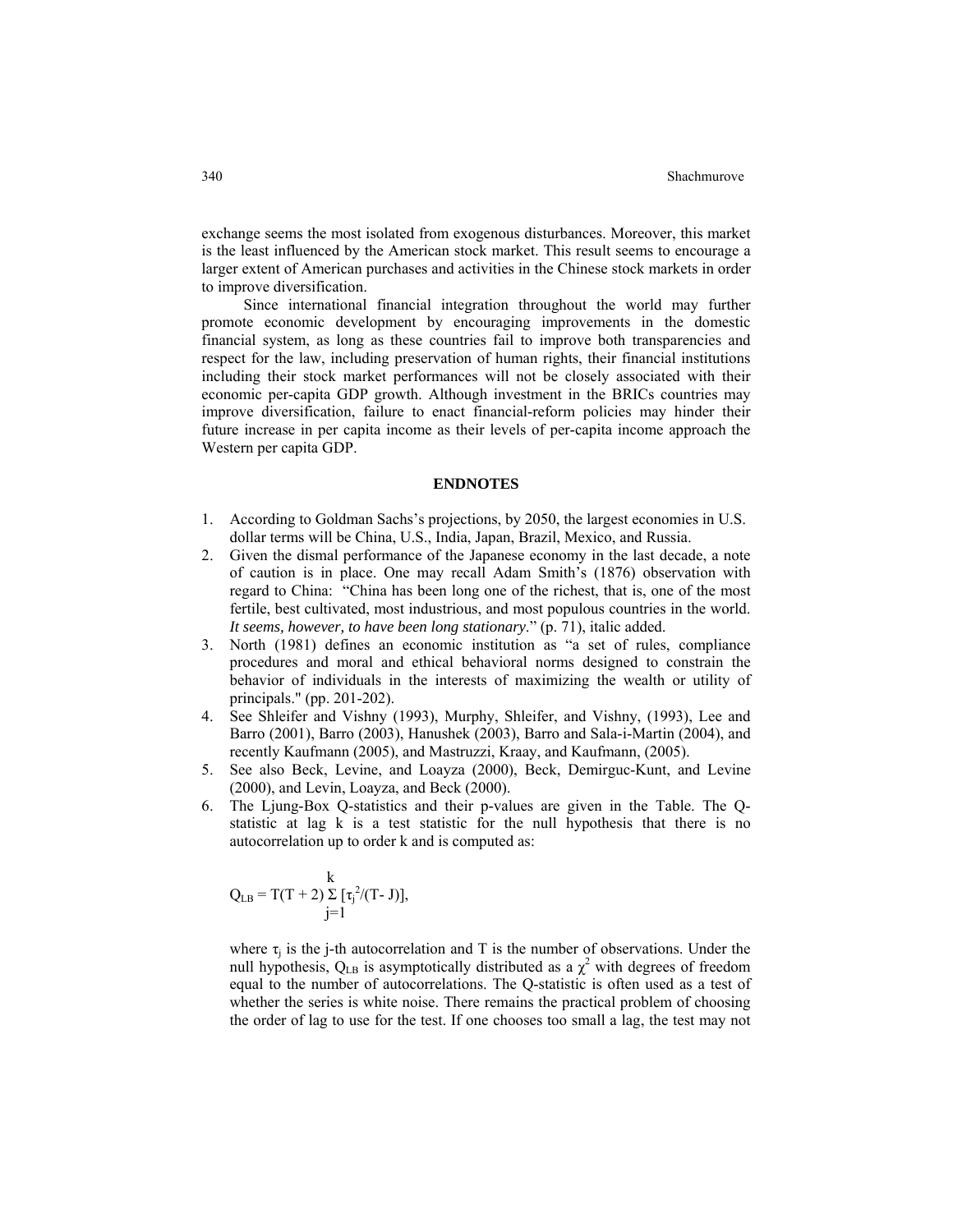exchange seems the most isolated from exogenous disturbances. Moreover, this market is the least influenced by the American stock market. This result seems to encourage a larger extent of American purchases and activities in the Chinese stock markets in order to improve diversification.

Since international financial integration throughout the world may further promote economic development by encouraging improvements in the domestic financial system, as long as these countries fail to improve both transparencies and respect for the law, including preservation of human rights, their financial institutions including their stock market performances will not be closely associated with their economic per-capita GDP growth. Although investment in the BRICs countries may improve diversification, failure to enact financial-reform policies may hinder their future increase in per capita income as their levels of per-capita income approach the Western per capita GDP.

## ENDNOTES

1. According to Goldman Sachs's projections, by 2050, the largest economies in U.S. dollar terms will be China, U.S., India, Japan, Brazil, Mexico, and Russia.
2. Given the dismal performance of the Japanese economy in the last decade, a note of caution is in place. One may recall Adam Smith's (1876) observation with regard to China: "China has been long one of the richest, that is, one of the most fertile, best cultivated, most industrious, and most populous countries in the world. *It seems, however, to have been long stationary*." (p. 71), italic added.
3. North (1981) defines an economic institution as "a set of rules, compliance procedures and moral and ethical behavioral norms designed to constrain the behavior of individuals in the interests of maximizing the wealth or utility of principals." (pp. 201-202).
4. See Shleifer and Vishny (1993), Murphy, Shleifer, and Vishny, (1993), Lee and Barro (2001), Barro (2003), Hanushek (2003), Barro and Sala-i-Martin (2004), and recently Kaufmann (2005), and Mastruzzi, Kraay, and Kaufmann, (2005).
5. See also Beck, Levine, and Loayza (2000), Beck, Demirguc-Kunt, and Levine (2000), and Levin, Loayza, and Beck (2000).
6. The Ljung-Box Q-statistics and their p-values are given in the Table. The Q-statistic at lag k is a test statistic for the null hypothesis that there is no autocorrelation up to order k and is computed as:

$$Q_{LB} = T(T + 2) \sum_{j=1}^{k} [\tau_j^2/(T - J)],$$

where $\tau_j$ is the j-th autocorrelation and T is the number of observations. Under the null hypothesis, $Q_{LB}$ is asymptotically distributed as a $\chi^2$ with degrees of freedom equal to the number of autocorrelations. The Q-statistic is often used as a test of whether the series is white noise. There remains the practical problem of choosing the order of lag to use for the test. If one chooses too small a lag, the test may not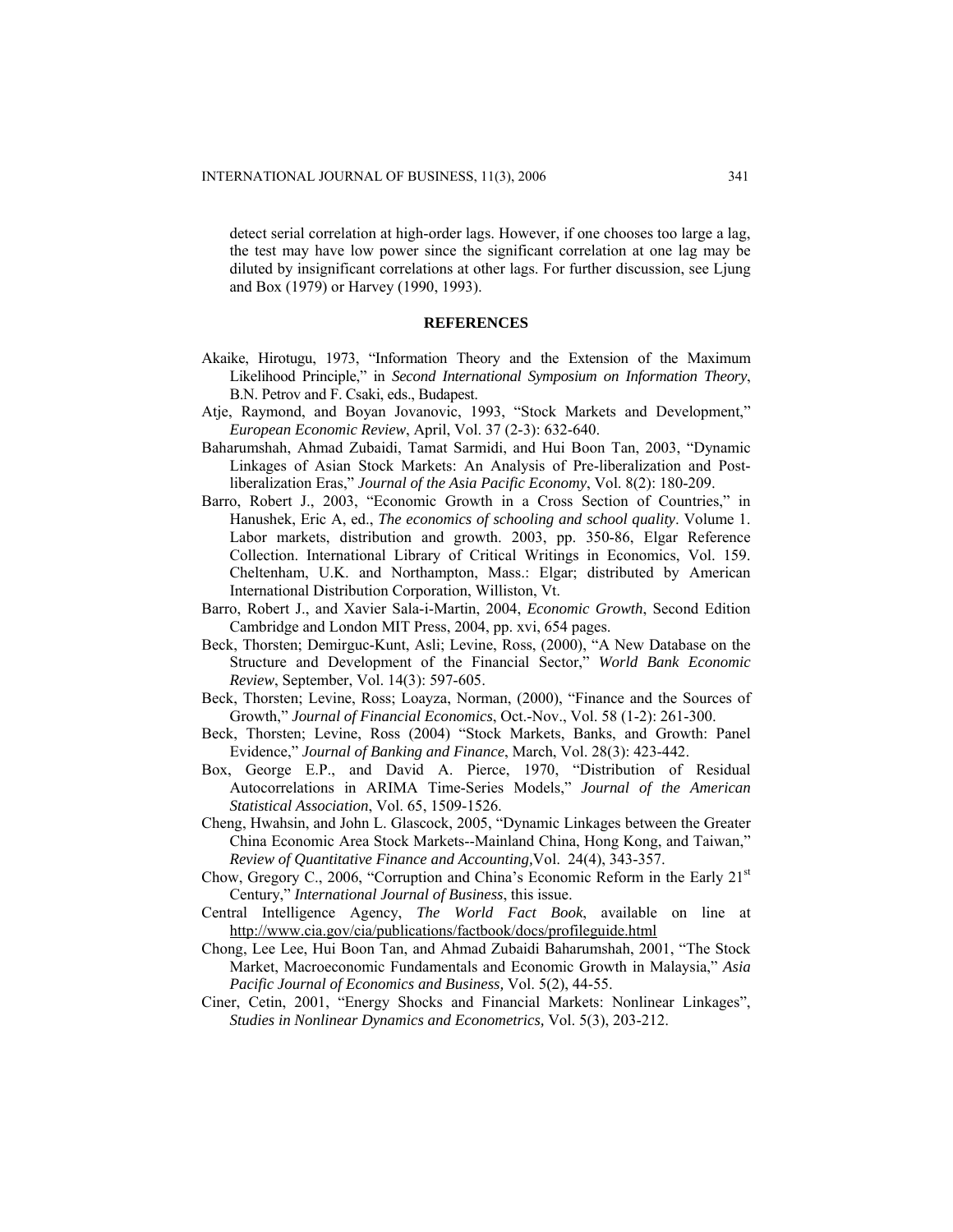detect serial correlation at high-order lags. However, if one chooses too large a lag, the test may have low power since the significant correlation at one lag may be diluted by insignificant correlations at other lags. For further discussion, see Ljung and Box (1979) or Harvey (1990, 1993).

## REFERENCES

Akaike, Hirotugu, 1973, "Information Theory and the Extension of the Maximum Likelihood Principle," in *Second International Symposium on Information Theory*, B.N. Petrov and F. Csaki, eds., Budapest.

Atje, Raymond, and Boyan Jovanovic, 1993, "Stock Markets and Development," *European Economic Review*, April, Vol. 37 (2-3): 632-640.

Baharumshah, Ahmad Zubaidi, Tamat Sarmidi, and Hui Boon Tan, 2003, "Dynamic Linkages of Asian Stock Markets: An Analysis of Pre-liberalization and Post-liberalization Eras," *Journal of the Asia Pacific Economy*, Vol. 8(2): 180-209.

Barro, Robert J., 2003, "Economic Growth in a Cross Section of Countries," in Hanushek, Eric A, ed., *The economics of schooling and school quality*. Volume 1. Labor markets, distribution and growth. 2003, pp. 350-86, Elgar Reference Collection. International Library of Critical Writings in Economics, Vol. 159. Cheltenham, U.K. and Northampton, Mass.: Elgar; distributed by American International Distribution Corporation, Williston, Vt.

Barro, Robert J., and Xavier Sala-i-Martin, 2004, *Economic Growth*, Second Edition Cambridge and London MIT Press, 2004, pp. xvi, 654 pages.

Beck, Thorsten; Demirguc-Kunt, Asli; Levine, Ross, (2000), "A New Database on the Structure and Development of the Financial Sector," *World Bank Economic Review*, September, Vol. 14(3): 597-605.

Beck, Thorsten; Levine, Ross; Loayza, Norman, (2000), "Finance and the Sources of Growth," *Journal of Financial Economics*, Oct.-Nov., Vol. 58 (1-2): 261-300.

Beck, Thorsten; Levine, Ross (2004) "Stock Markets, Banks, and Growth: Panel Evidence," *Journal of Banking and Finance*, March, Vol. 28(3): 423-442.

Box, George E.P., and David A. Pierce, 1970, "Distribution of Residual Autocorrelations in ARIMA Time-Series Models," *Journal of the American Statistical Association*, Vol. 65, 1509-1526.

Cheng, Hwahsin, and John L. Glascock, 2005, "Dynamic Linkages between the Greater China Economic Area Stock Markets--Mainland China, Hong Kong, and Taiwan," *Review of Quantitative Finance and Accounting,*Vol. 24(4), 343-357.

Chow, Gregory C., 2006, "Corruption and China's Economic Reform in the Early 21st Century," *International Journal of Business*, this issue.

Central Intelligence Agency, *The World Fact Book*, available on line at http://www.cia.gov/cia/publications/factbook/docs/profileguide.html

Chong, Lee Lee, Hui Boon Tan, and Ahmad Zubaidi Baharumshah, 2001, "The Stock Market, Macroeconomic Fundamentals and Economic Growth in Malaysia," *Asia Pacific Journal of Economics and Business,* Vol. 5(2), 44-55.

Ciner, Cetin, 2001, "Energy Shocks and Financial Markets: Nonlinear Linkages", *Studies in Nonlinear Dynamics and Econometrics,* Vol. 5(3), 203-212.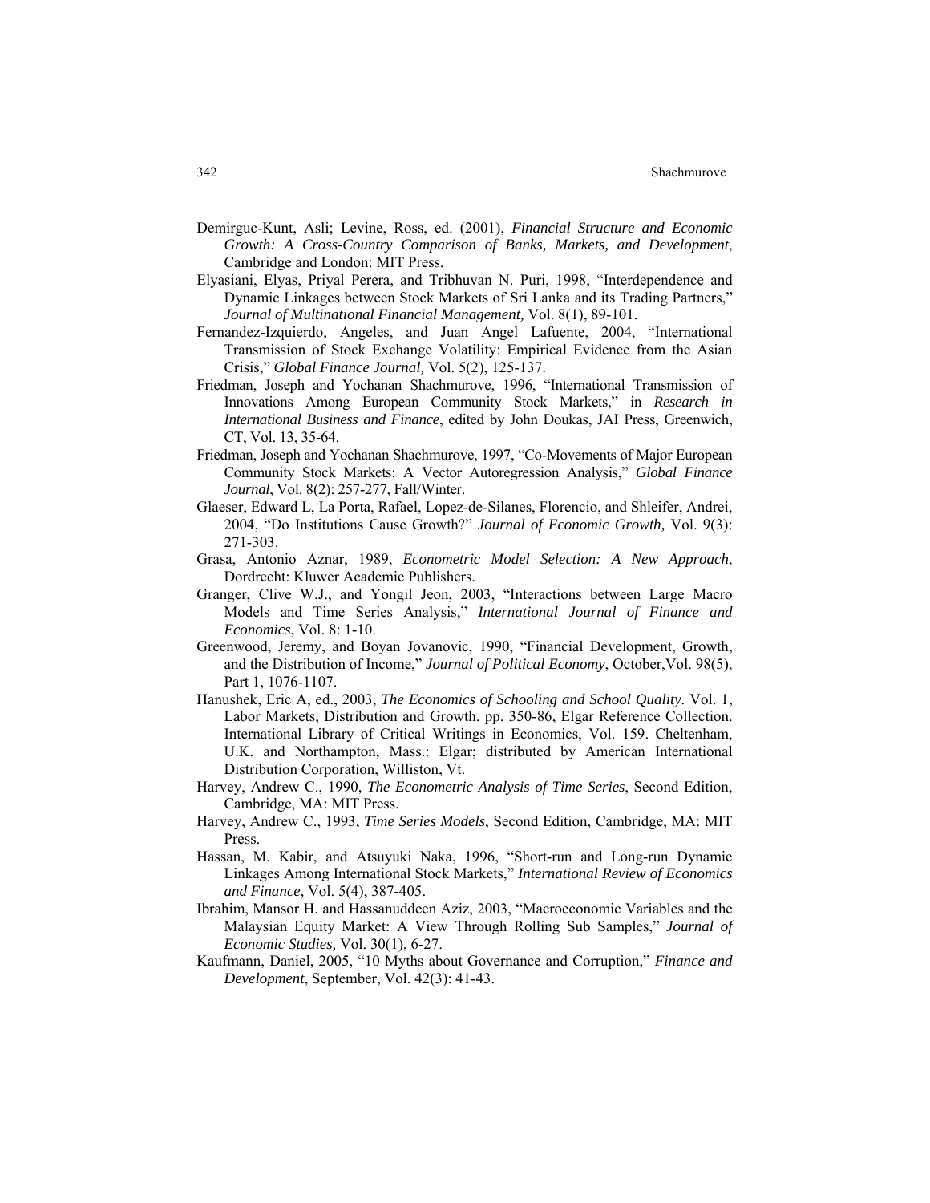Demirguc-Kunt, Asli; Levine, Ross, ed. (2001), *Financial Structure and Economic Growth: A Cross-Country Comparison of Banks, Markets, and Development*, Cambridge and London: MIT Press.

Elyasiani, Elyas, Priyal Perera, and Tribhuvan N. Puri, 1998, "Interdependence and Dynamic Linkages between Stock Markets of Sri Lanka and its Trading Partners," *Journal of Multinational Financial Management,* Vol. 8(1), 89-101.

Fernandez-Izquierdo, Angeles, and Juan Angel Lafuente, 2004, "International Transmission of Stock Exchange Volatility: Empirical Evidence from the Asian Crisis," *Global Finance Journal,* Vol. 5(2), 125-137.

Friedman, Joseph and Yochanan Shachmurove, 1996, "International Transmission of Innovations Among European Community Stock Markets," in *Research in International Business and Finance*, edited by John Doukas, JAI Press, Greenwich, CT, Vol. 13, 35-64.

Friedman, Joseph and Yochanan Shachmurove, 1997, "Co-Movements of Major European Community Stock Markets: A Vector Autoregression Analysis," *Global Finance Journal*, Vol. 8(2): 257-277, Fall/Winter.

Glaeser, Edward L, La Porta, Rafael, Lopez-de-Silanes, Florencio, and Shleifer, Andrei, 2004, "Do Institutions Cause Growth?" *Journal of Economic Growth,* Vol. 9(3): 271-303.

Grasa, Antonio Aznar, 1989, *Econometric Model Selection: A New Approach*, Dordrecht: Kluwer Academic Publishers.

Granger, Clive W.J., and Yongil Jeon, 2003, "Interactions between Large Macro Models and Time Series Analysis," *International Journal of Finance and Economics*, Vol. 8: 1-10.

Greenwood, Jeremy, and Boyan Jovanovic, 1990, "Financial Development, Growth, and the Distribution of Income," *Journal of Political Economy*, October,Vol. 98(5), Part 1, 1076-1107.

Hanushek, Eric A, ed., 2003, *The Economics of Schooling and School Quality*. Vol. 1, Labor Markets, Distribution and Growth. pp. 350-86, Elgar Reference Collection. International Library of Critical Writings in Economics, Vol. 159. Cheltenham, U.K. and Northampton, Mass.: Elgar; distributed by American International Distribution Corporation, Williston, Vt.

Harvey, Andrew C., 1990, *The Econometric Analysis of Time Series*, Second Edition, Cambridge, MA: MIT Press.

Harvey, Andrew C., 1993, *Time Series Models*, Second Edition, Cambridge, MA: MIT Press.

Hassan, M. Kabir, and Atsuyuki Naka, 1996, "Short-run and Long-run Dynamic Linkages Among International Stock Markets," *International Review of Economics and Finance,* Vol. 5(4), 387-405.

Ibrahim, Mansor H. and Hassanuddeen Aziz, 2003, "Macroeconomic Variables and the Malaysian Equity Market: A View Through Rolling Sub Samples," *Journal of Economic Studies,* Vol. 30(1), 6-27.

Kaufmann, Daniel, 2005, "10 Myths about Governance and Corruption," *Finance and Development*, September, Vol. 42(3): 41-43.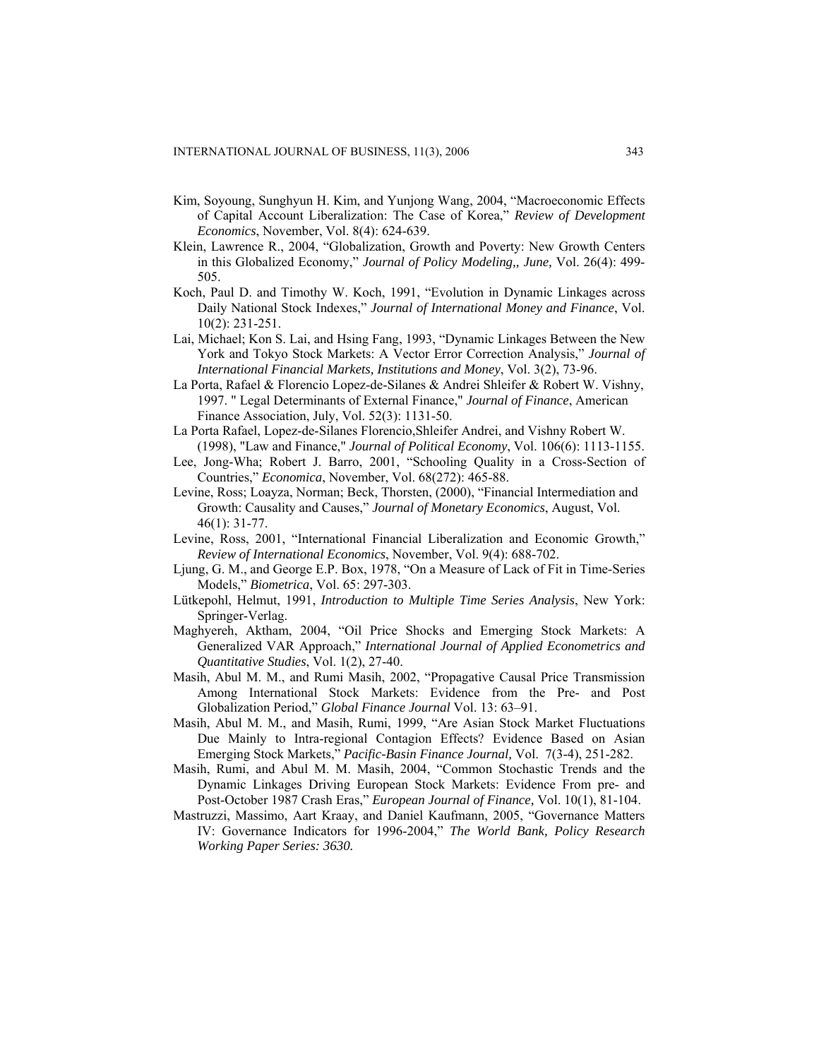Kim, Soyoung, Sunghyun H. Kim, and Yunjong Wang, 2004, "Macroeconomic Effects of Capital Account Liberalization: The Case of Korea," *Review of Development Economics*, November, Vol. 8(4): 624-639.

Klein, Lawrence R., 2004, "Globalization, Growth and Poverty: New Growth Centers in this Globalized Economy," *Journal of Policy Modeling,, June,* Vol. 26(4): 499-505.

Koch, Paul D. and Timothy W. Koch, 1991, "Evolution in Dynamic Linkages across Daily National Stock Indexes," *Journal of International Money and Finance*, Vol. 10(2): 231-251.

Lai, Michael; Kon S. Lai, and Hsing Fang, 1993, "Dynamic Linkages Between the New York and Tokyo Stock Markets: A Vector Error Correction Analysis," *Journal of International Financial Markets, Institutions and Money*, Vol. 3(2), 73-96.

La Porta, Rafael & Florencio Lopez-de-Silanes & Andrei Shleifer & Robert W. Vishny, 1997. " Legal Determinants of External Finance," *Journal of Finance*, American Finance Association, July, Vol. 52(3): 1131-50.

La Porta Rafael, Lopez-de-Silanes Florencio,Shleifer Andrei, and Vishny Robert W. (1998), "Law and Finance," *Journal of Political Economy*, Vol. 106(6): 1113-1155.

Lee, Jong-Wha; Robert J. Barro, 2001, "Schooling Quality in a Cross-Section of Countries," *Economica*, November, Vol. 68(272): 465-88.

Levine, Ross; Loayza, Norman; Beck, Thorsten, (2000), "Financial Intermediation and Growth: Causality and Causes," *Journal of Monetary Economics*, August, Vol. 46(1): 31-77.

Levine, Ross, 2001, "International Financial Liberalization and Economic Growth," *Review of International Economics*, November, Vol. 9(4): 688-702.

Ljung, G. M., and George E.P. Box, 1978, "On a Measure of Lack of Fit in Time-Series Models," *Biometrica*, Vol. 65: 297-303.

Lütkepohl, Helmut, 1991, *Introduction to Multiple Time Series Analysis*, New York: Springer-Verlag.

Maghyereh, Aktham, 2004, "Oil Price Shocks and Emerging Stock Markets: A Generalized VAR Approach," *International Journal of Applied Econometrics and Quantitative Studies*, Vol. 1(2), 27-40.

Masih, Abul M. M., and Rumi Masih, 2002, "Propagative Causal Price Transmission Among International Stock Markets: Evidence from the Pre- and Post Globalization Period," *Global Finance Journal* Vol. 13: 63–91.

Masih, Abul M. M., and Masih, Rumi, 1999, "Are Asian Stock Market Fluctuations Due Mainly to Intra-regional Contagion Effects? Evidence Based on Asian Emerging Stock Markets," *Pacific-Basin Finance Journal,* Vol. 7(3-4), 251-282.

Masih, Rumi, and Abul M. M. Masih, 2004, "Common Stochastic Trends and the Dynamic Linkages Driving European Stock Markets: Evidence From pre- and Post-October 1987 Crash Eras," *European Journal of Finance,* Vol. 10(1), 81-104.

Mastruzzi, Massimo, Aart Kraay, and Daniel Kaufmann, 2005, "Governance Matters IV: Governance Indicators for 1996-2004," *The World Bank, Policy Research Working Paper Series: 3630.*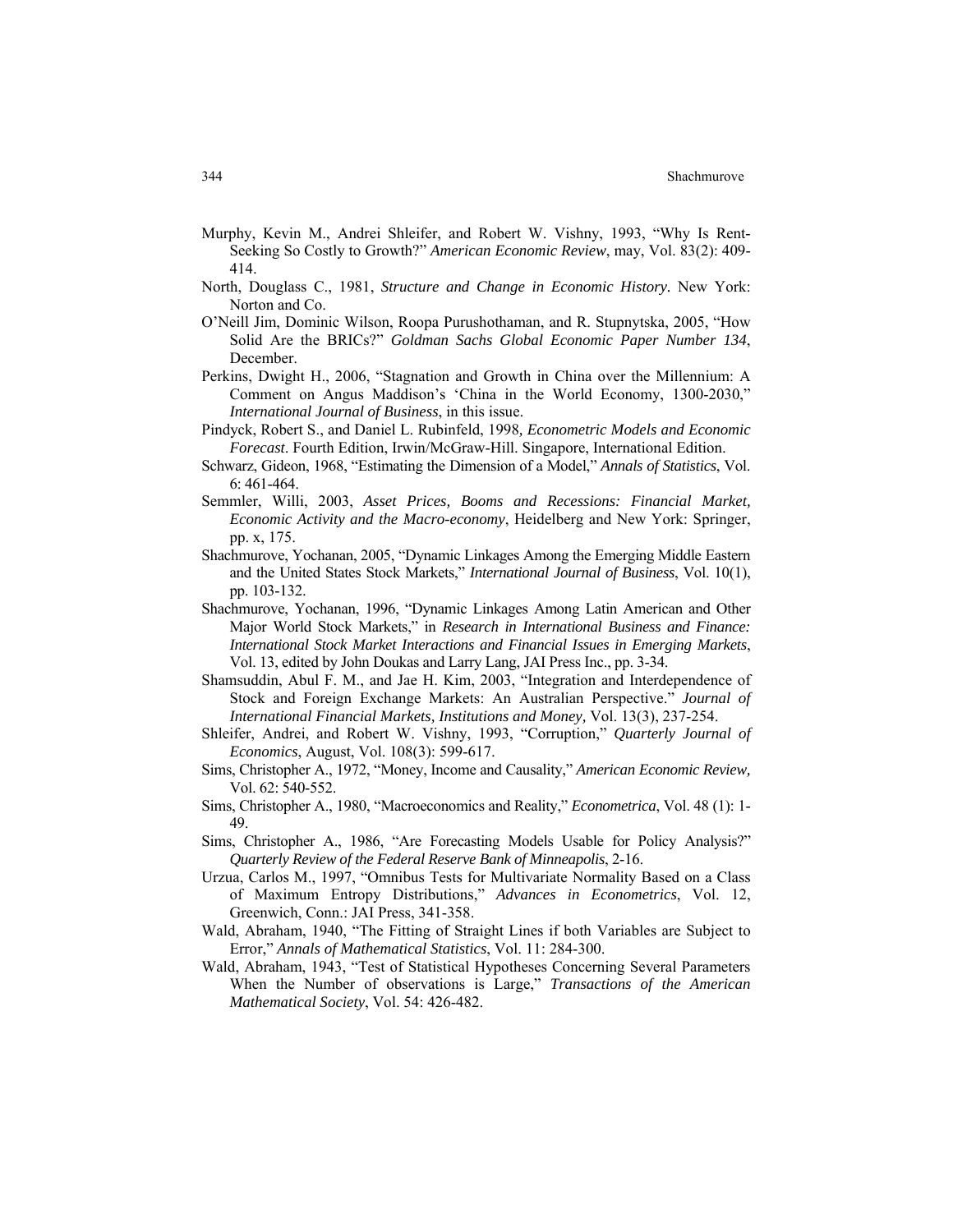Murphy, Kevin M., Andrei Shleifer, and Robert W. Vishny, 1993, "Why Is Rent-Seeking So Costly to Growth?" *American Economic Review*, may, Vol. 83(2): 409-414.

North, Douglass C., 1981, *Structure and Change in Economic History.* New York: Norton and Co.

O'Neill Jim, Dominic Wilson, Roopa Purushothaman, and R. Stupnytska, 2005, "How Solid Are the BRICs?" *Goldman Sachs Global Economic Paper Number 134*, December.

Perkins, Dwight H., 2006, "Stagnation and Growth in China over the Millennium: A Comment on Angus Maddison's 'China in the World Economy, 1300-2030,'" *International Journal of Business*, in this issue.

Pindyck, Robert S., and Daniel L. Rubinfeld, 1998, *Econometric Models and Economic Forecast*. Fourth Edition, Irwin/McGraw-Hill. Singapore, International Edition.

Schwarz, Gideon, 1968, "Estimating the Dimension of a Model," *Annals of Statistics*, Vol. 6: 461-464.

Semmler, Willi, 2003, *Asset Prices, Booms and Recessions: Financial Market, Economic Activity and the Macro-economy*, Heidelberg and New York: Springer, pp. x, 175.

Shachmurove, Yochanan, 2005, "Dynamic Linkages Among the Emerging Middle Eastern and the United States Stock Markets," *International Journal of Business*, Vol. 10(1), pp. 103-132.

Shachmurove, Yochanan, 1996, "Dynamic Linkages Among Latin American and Other Major World Stock Markets," in *Research in International Business and Finance: International Stock Market Interactions and Financial Issues in Emerging Markets*, Vol. 13, edited by John Doukas and Larry Lang, JAI Press Inc., pp. 3-34.

Shamsuddin, Abul F. M., and Jae H. Kim, 2003, "Integration and Interdependence of Stock and Foreign Exchange Markets: An Australian Perspective." *Journal of International Financial Markets, Institutions and Money,* Vol. 13(3), 237-254.

Shleifer, Andrei, and Robert W. Vishny, 1993, "Corruption," *Quarterly Journal of Economics*, August, Vol. 108(3): 599-617.

Sims, Christopher A., 1972, "Money, Income and Causality," *American Economic Review,* Vol. 62: 540-552.

Sims, Christopher A., 1980, "Macroeconomics and Reality," *Econometrica*, Vol. 48 (1): 1-49.

Sims, Christopher A., 1986, "Are Forecasting Models Usable for Policy Analysis?" *Quarterly Review of the Federal Reserve Bank of Minneapolis*, 2-16.

Urzua, Carlos M., 1997, "Omnibus Tests for Multivariate Normality Based on a Class of Maximum Entropy Distributions," *Advances in Econometrics*, Vol. 12, Greenwich, Conn.: JAI Press, 341-358.

Wald, Abraham, 1940, "The Fitting of Straight Lines if both Variables are Subject to Error," *Annals of Mathematical Statistics*, Vol. 11: 284-300.

Wald, Abraham, 1943, "Test of Statistical Hypotheses Concerning Several Parameters When the Number of observations is Large," *Transactions of the American Mathematical Society*, Vol. 54: 426-482.